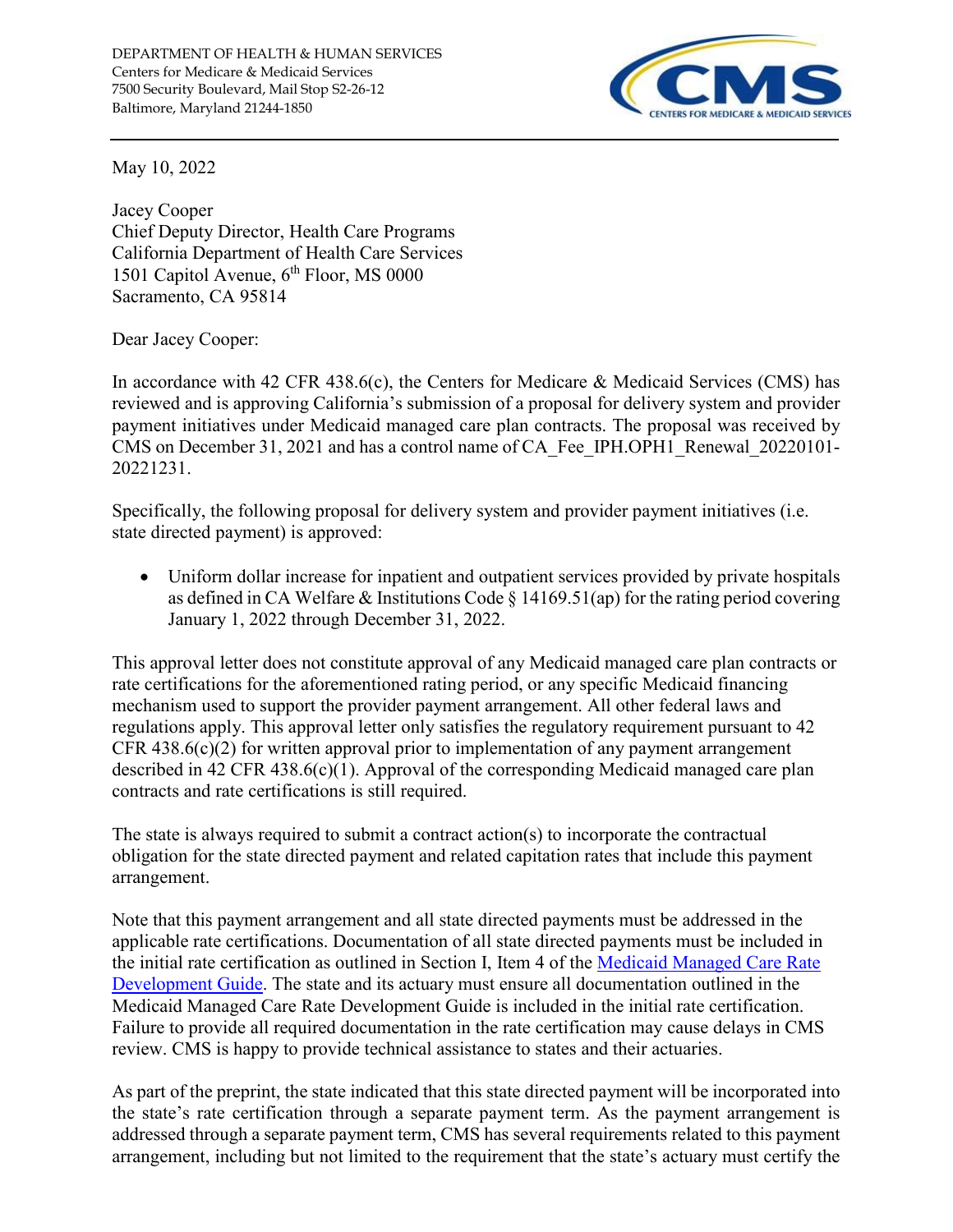DEPARTMENT OF HEALTH & HUMAN SERVICES
Centers for Medicare & Medicaid Services
7500 Security Boulevard, Mail Stop S2-26-12
Baltimore, Maryland 21244-1850

May 10, 2022

Jacey Cooper
Chief Deputy Director, Health Care Programs
California Department of Health Care Services
1501 Capitol Avenue, 6th Floor, MS 0000
Sacramento, CA 95814

Dear Jacey Cooper:

In accordance with 42 CFR 438.6(c), the Centers for Medicare & Medicaid Services (CMS) has reviewed and is approving California's submission of a proposal for delivery system and provider payment initiatives under Medicaid managed care plan contracts. The proposal was received by CMS on December 31, 2021 and has a control name of CA_Fee_IPH.OPH1_Renewal_20220101-20221231.

Specifically, the following proposal for delivery system and provider payment initiatives (i.e. state directed payment) is approved:

- Uniform dollar increase for inpatient and outpatient services provided by private hospitals as defined in CA Welfare & Institutions Code § 14169.51(ap) for the rating period covering January 1, 2022 through December 31, 2022.

This approval letter does not constitute approval of any Medicaid managed care plan contracts or rate certifications for the aforementioned rating period, or any specific Medicaid financing mechanism used to support the provider payment arrangement. All other federal laws and regulations apply. This approval letter only satisfies the regulatory requirement pursuant to 42 CFR 438.6(c)(2) for written approval prior to implementation of any payment arrangement described in 42 CFR 438.6(c)(1). Approval of the corresponding Medicaid managed care plan contracts and rate certifications is still required.

The state is always required to submit a contract action(s) to incorporate the contractual obligation for the state directed payment and related capitation rates that include this payment arrangement.

Note that this payment arrangement and all state directed payments must be addressed in the applicable rate certifications. Documentation of all state directed payments must be included in the initial rate certification as outlined in Section I, Item 4 of the [Medicaid Managed Care Rate Development Guide](). The state and its actuary must ensure all documentation outlined in the Medicaid Managed Care Rate Development Guide is included in the initial rate certification. Failure to provide all required documentation in the rate certification may cause delays in CMS review. CMS is happy to provide technical assistance to states and their actuaries.

As part of the preprint, the state indicated that this state directed payment will be incorporated into the state's rate certification through a separate payment term. As the payment arrangement is addressed through a separate payment term, CMS has several requirements related to this payment arrangement, including but not limited to the requirement that the state's actuary must certify the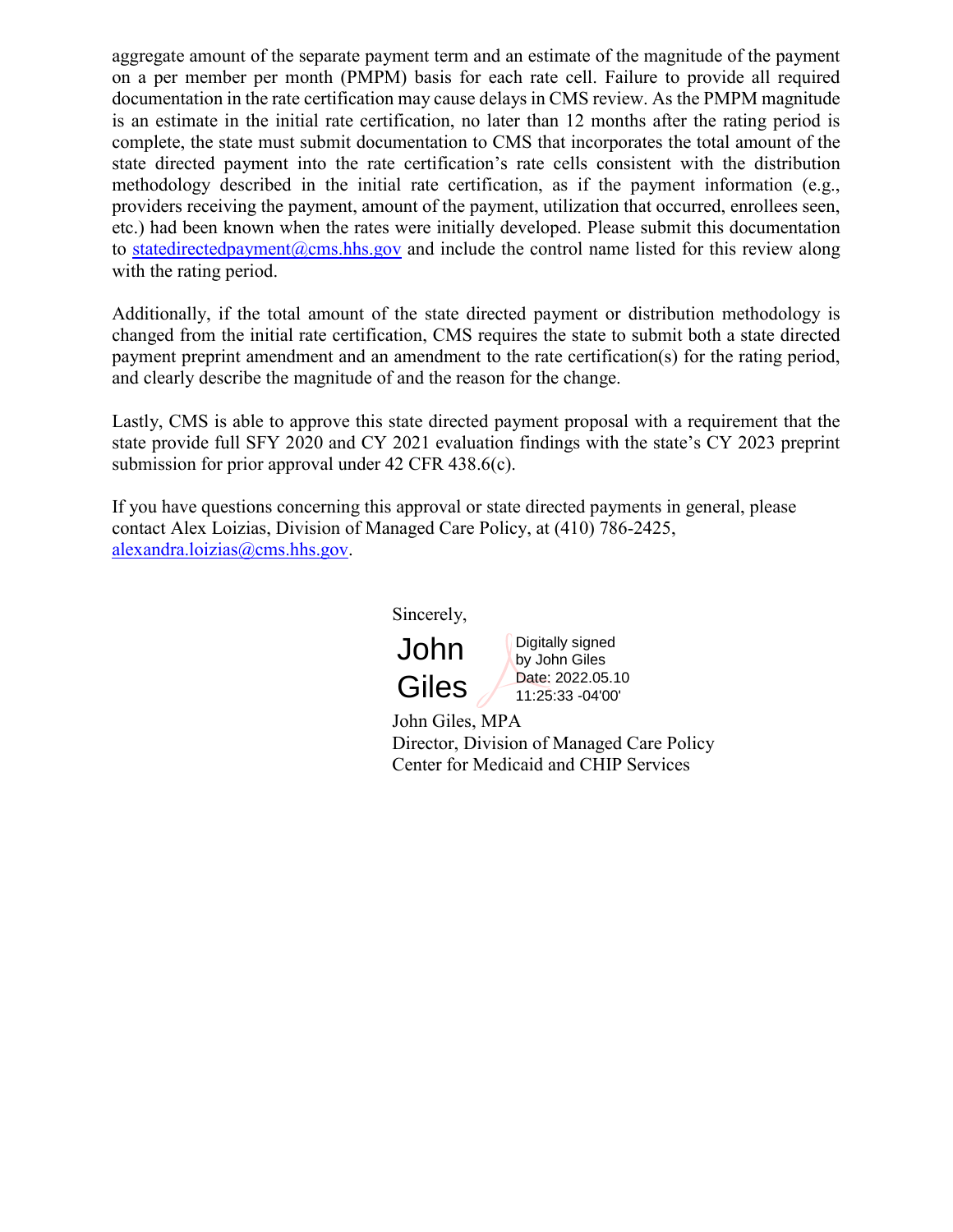aggregate amount of the separate payment term and an estimate of the magnitude of the payment on a per member per month (PMPM) basis for each rate cell. Failure to provide all required documentation in the rate certification may cause delays in CMS review. As the PMPM magnitude is an estimate in the initial rate certification, no later than 12 months after the rating period is complete, the state must submit documentation to CMS that incorporates the total amount of the state directed payment into the rate certification's rate cells consistent with the distribution methodology described in the initial rate certification, as if the payment information (e.g., providers receiving the payment, amount of the payment, utilization that occurred, enrollees seen, etc.) had been known when the rates were initially developed. Please submit this documentation to statedirectedpayment@cms.hhs.gov and include the control name listed for this review along with the rating period.

Additionally, if the total amount of the state directed payment or distribution methodology is changed from the initial rate certification, CMS requires the state to submit both a state directed payment preprint amendment and an amendment to the rate certification(s) for the rating period, and clearly describe the magnitude of and the reason for the change.

Lastly, CMS is able to approve this state directed payment proposal with a requirement that the state provide full SFY 2020 and CY 2021 evaluation findings with the state's CY 2023 preprint submission for prior approval under 42 CFR 438.6(c).

If you have questions concerning this approval or state directed payments in general, please contact Alex Loizias, Division of Managed Care Policy, at (410) 786-2425, alexandra.loizias@cms.hhs.gov.

Sincerely,

John Giles

Digitally signed by John Giles
Date: 2022.05.10 11:25:33 -04'00'

John Giles, MPA
Director, Division of Managed Care Policy
Center for Medicaid and CHIP Services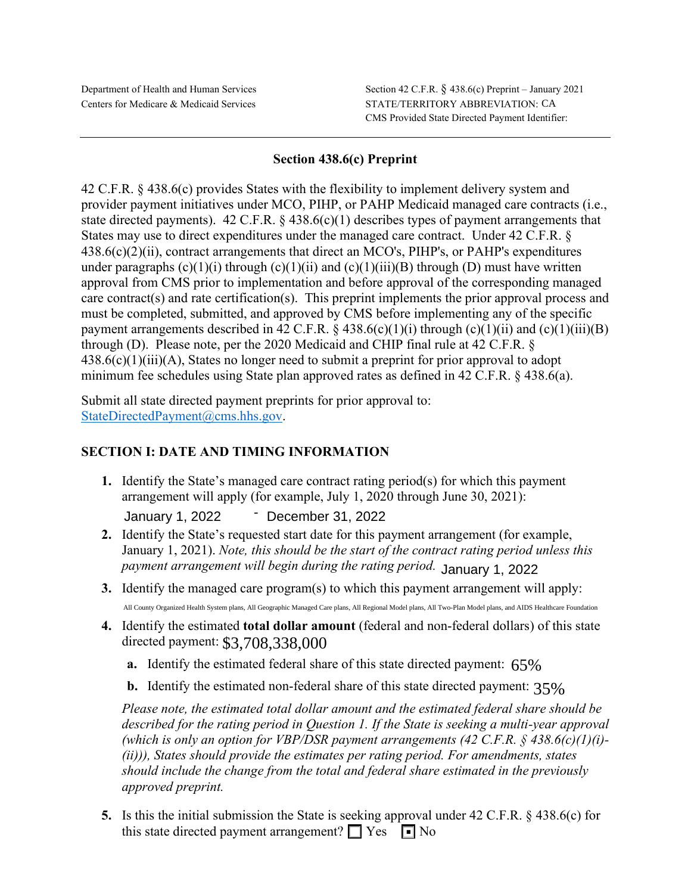Department of Health and Human Services
Centers for Medicare & Medicaid Services

Section 42 C.F.R. § 438.6(c) Preprint – January 2021
STATE/TERRITORY ABBREVIATION: CA
CMS Provided State Directed Payment Identifier:

## Section 438.6(c) Preprint

42 C.F.R. § 438.6(c) provides States with the flexibility to implement delivery system and provider payment initiatives under MCO, PIHP, or PAHP Medicaid managed care contracts (i.e., state directed payments). 42 C.F.R. § 438.6(c)(1) describes types of payment arrangements that States may use to direct expenditures under the managed care contract. Under 42 C.F.R. § 438.6(c)(2)(ii), contract arrangements that direct an MCO's, PIHP's, or PAHP's expenditures under paragraphs (c)(1)(i) through (c)(1)(ii) and (c)(1)(iii)(B) through (D) must have written approval from CMS prior to implementation and before approval of the corresponding managed care contract(s) and rate certification(s). This preprint implements the prior approval process and must be completed, submitted, and approved by CMS before implementing any of the specific payment arrangements described in 42 C.F.R. § 438.6(c)(1)(i) through (c)(1)(ii) and (c)(1)(iii)(B) through (D). Please note, per the 2020 Medicaid and CHIP final rule at 42 C.F.R. § 438.6(c)(1)(iii)(A), States no longer need to submit a preprint for prior approval to adopt minimum fee schedules using State plan approved rates as defined in 42 C.F.R. § 438.6(a).

Submit all state directed payment preprints for prior approval to: [StateDirectedPayment@cms.hhs.gov](mailto:StateDirectedPayment@cms.hhs.gov).

### SECTION I: DATE AND TIMING INFORMATION

1. Identify the State's managed care contract rating period(s) for which this payment arrangement will apply (for example, July 1, 2020 through June 30, 2021):
   January 1, 2022 - December 31, 2022
2. Identify the State's requested start date for this payment arrangement (for example, January 1, 2021). *Note, this should be the start of the contract rating period unless this payment arrangement will begin during the rating period.* January 1, 2022
3. Identify the managed care program(s) to which this payment arrangement will apply:
   All County Organized Health System plans, All Geographic Managed Care plans, All Regional Model plans, All Two-Plan Model plans, and AIDS Healthcare Foundation
4. Identify the estimated **total dollar amount** (federal and non-federal dollars) of this state directed payment: $3,708,338,000
   - **a.** Identify the estimated federal share of this state directed payment: 65%
   - **b.** Identify the estimated non-federal share of this state directed payment: 35%

   *Please note, the estimated total dollar amount and the estimated federal share should be described for the rating period in Question 1. If the State is seeking a multi-year approval (which is only an option for VBP/DSR payment arrangements (42 C.F.R. § 438.6(c)(1)(i)-(ii))), States should provide the estimates per rating period. For amendments, states should include the change from the total and federal share estimated in the previously approved preprint.*

5. Is this the initial submission the State is seeking approval under 42 C.F.R. § 438.6(c) for this state directed payment arrangement? ☐ Yes ☒ No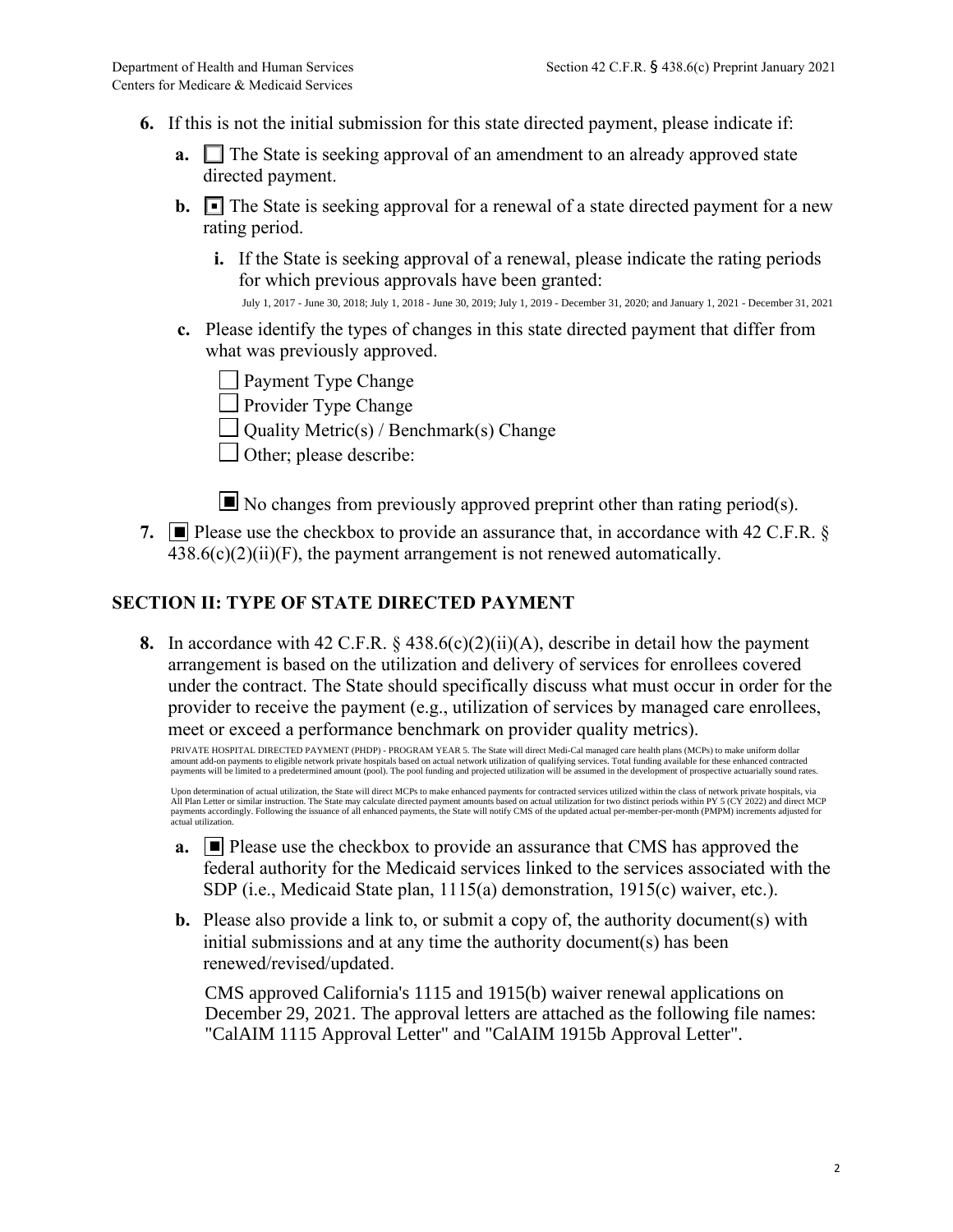6. If this is not the initial submission for this state directed payment, please indicate if:

   a. ☐ The State is seeking approval of an amendment to an already approved state directed payment.

   b. ☒ The State is seeking approval for a renewal of a state directed payment for a new rating period.

      i. If the State is seeking approval of a renewal, please indicate the rating periods for which previous approvals have been granted:

      July 1, 2017 - June 30, 2018; July 1, 2018 - June 30, 2019; July 1, 2019 - December 31, 2020; and January 1, 2021 - December 31, 2021

   c. Please identify the types of changes in this state directed payment that differ from what was previously approved.

      ☐ Payment Type Change
      ☐ Provider Type Change
      ☐ Quality Metric(s) / Benchmark(s) Change
      ☐ Other; please describe:

      ☒ No changes from previously approved preprint other than rating period(s).

7. ☒ Please use the checkbox to provide an assurance that, in accordance with 42 C.F.R. § 438.6(c)(2)(ii)(F), the payment arrangement is not renewed automatically.

## SECTION II: TYPE OF STATE DIRECTED PAYMENT

8. In accordance with 42 C.F.R. § 438.6(c)(2)(ii)(A), describe in detail how the payment arrangement is based on the utilization and delivery of services for enrollees covered under the contract. The State should specifically discuss what must occur in order for the provider to receive the payment (e.g., utilization of services by managed care enrollees, meet or exceed a performance benchmark on provider quality metrics).

   PRIVATE HOSPITAL DIRECTED PAYMENT (PHDP) - PROGRAM YEAR 5. The State will direct Medi-Cal managed care health plans (MCPs) to make uniform dollar amount add-on payments to eligible network private hospitals based on actual network utilization of qualifying services. Total funding available for these enhanced contracted payments will be limited to a predetermined amount (pool). The pool funding and projected utilization will be assumed in the development of prospective actuarially sound rates.

   Upon determination of actual utilization, the State will direct MCPs to make enhanced payments for contracted services utilized within the class of network private hospitals, via All Plan Letter or similar instruction. The State may calculate directed payment amounts based on actual utilization for two distinct periods within PY 5 (CY 2022) and direct MCP payments accordingly. Following the issuance of all enhanced payments, the State will notify CMS of the updated actual per-member-per-month (PMPM) increments adjusted for actual utilization.

   a. ☒ Please use the checkbox to provide an assurance that CMS has approved the federal authority for the Medicaid services linked to the services associated with the SDP (i.e., Medicaid State plan, 1115(a) demonstration, 1915(c) waiver, etc.).

   b. Please also provide a link to, or submit a copy of, the authority document(s) with initial submissions and at any time the authority document(s) has been renewed/revised/updated.

      CMS approved California's 1115 and 1915(b) waiver renewal applications on December 29, 2021. The approval letters are attached as the following file names: "CalAIM 1115 Approval Letter" and "CalAIM 1915b Approval Letter".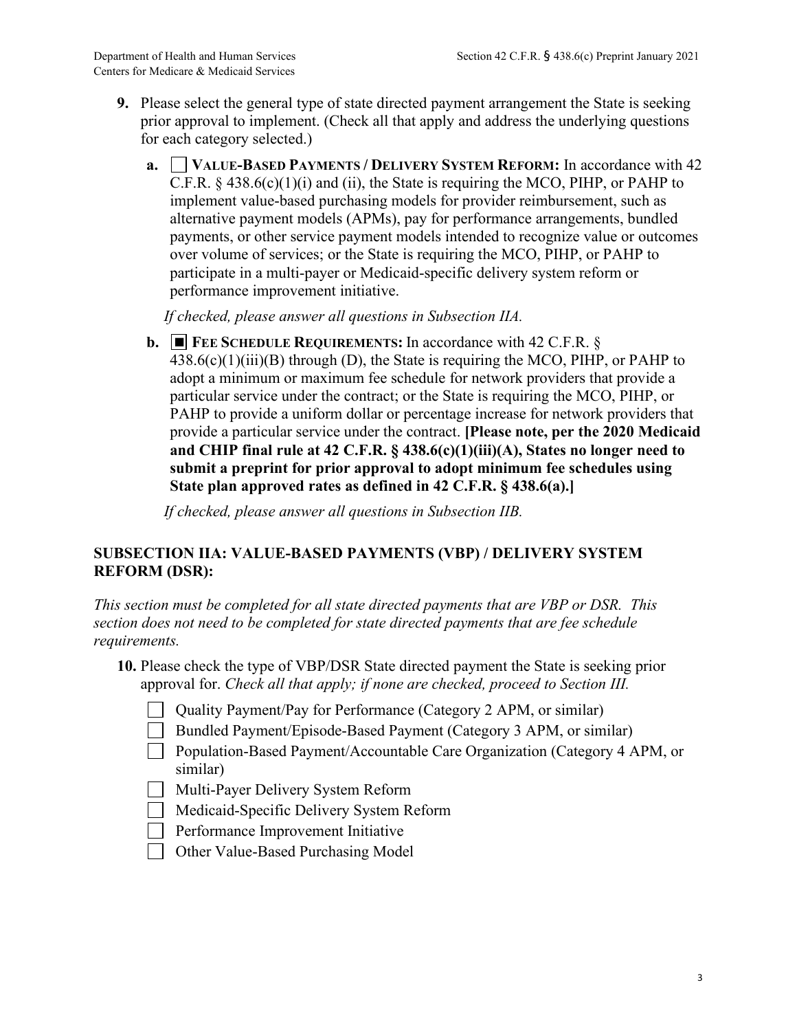**9.** Please select the general type of state directed payment arrangement the State is seeking prior approval to implement. (Check all that apply and address the underlying questions for each category selected.)

**a.** ☐ **VALUE-BASED PAYMENTS / DELIVERY SYSTEM REFORM:** In accordance with 42 C.F.R. § 438.6(c)(1)(i) and (ii), the State is requiring the MCO, PIHP, or PAHP to implement value-based purchasing models for provider reimbursement, such as alternative payment models (APMs), pay for performance arrangements, bundled payments, or other service payment models intended to recognize value or outcomes over volume of services; or the State is requiring the MCO, PIHP, or PAHP to participate in a multi-payer or Medicaid-specific delivery system reform or performance improvement initiative.

*If checked, please answer all questions in Subsection IIA.*

**b.** ☒ **FEE SCHEDULE REQUIREMENTS:** In accordance with 42 C.F.R. § 438.6(c)(1)(iii)(B) through (D), the State is requiring the MCO, PIHP, or PAHP to adopt a minimum or maximum fee schedule for network providers that provide a particular service under the contract; or the State is requiring the MCO, PIHP, or PAHP to provide a uniform dollar or percentage increase for network providers that provide a particular service under the contract. **[Please note, per the 2020 Medicaid and CHIP final rule at 42 C.F.R. § 438.6(c)(1)(iii)(A), States no longer need to submit a preprint for prior approval to adopt minimum fee schedules using State plan approved rates as defined in 42 C.F.R. § 438.6(a).]**

*If checked, please answer all questions in Subsection IIB.*

## SUBSECTION IIA: VALUE-BASED PAYMENTS (VBP) / DELIVERY SYSTEM REFORM (DSR):

*This section must be completed for all state directed payments that are VBP or DSR. This section does not need to be completed for state directed payments that are fee schedule requirements.*

**10.** Please check the type of VBP/DSR State directed payment the State is seeking prior approval for. *Check all that apply; if none are checked, proceed to Section III.*

- ☐ Quality Payment/Pay for Performance (Category 2 APM, or similar)
- ☐ Bundled Payment/Episode-Based Payment (Category 3 APM, or similar)
- ☐ Population-Based Payment/Accountable Care Organization (Category 4 APM, or similar)
- ☐ Multi-Payer Delivery System Reform
- ☐ Medicaid-Specific Delivery System Reform
- ☐ Performance Improvement Initiative
- ☐ Other Value-Based Purchasing Model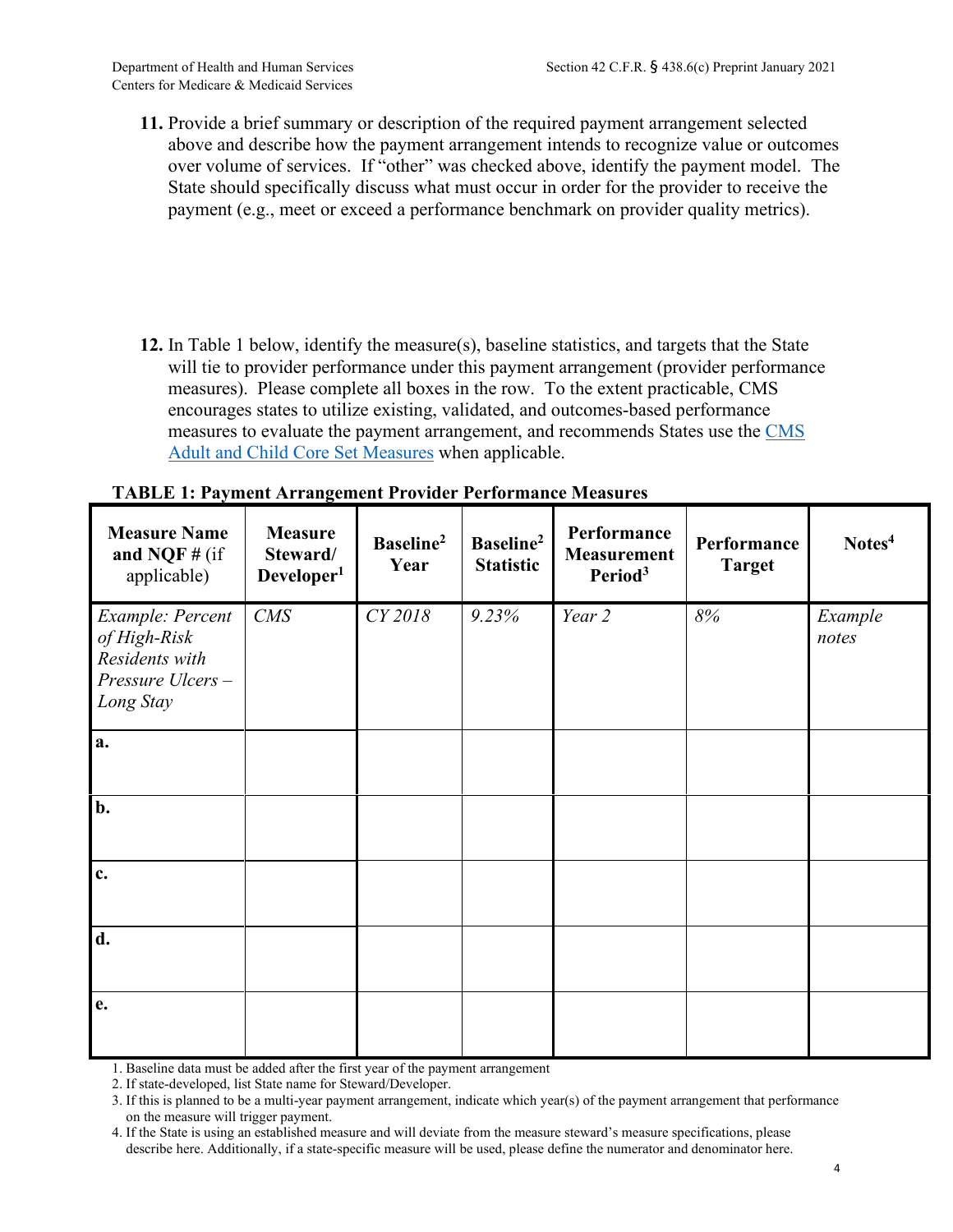**11.** Provide a brief summary or description of the required payment arrangement selected above and describe how the payment arrangement intends to recognize value or outcomes over volume of services. If "other" was checked above, identify the payment model. The State should specifically discuss what must occur in order for the provider to receive the payment (e.g., meet or exceed a performance benchmark on provider quality metrics).

**12.** In Table 1 below, identify the measure(s), baseline statistics, and targets that the State will tie to provider performance under this payment arrangement (provider performance measures). Please complete all boxes in the row. To the extent practicable, CMS encourages states to utilize existing, validated, and outcomes-based performance measures to evaluate the payment arrangement, and recommends States use the [CMS Adult and Child Core Set Measures]() when applicable.

**TABLE 1: Payment Arrangement Provider Performance Measures**

| **Measure Name and NQF #** (if applicable) | **Measure Steward/ Developer**[1] | **Baseline**[2] **Year** | **Baseline**[2] **Statistic** | **Performance Measurement Period**[3] | **Performance Target** | **Notes**[4] |
|---|---|---|---|---|---|---|
| *Example: Percent of High-Risk Residents with Pressure Ulcers – Long Stay* | *CMS* | *CY 2018* | *9.23%* | *Year 2* | *8%* | *Example notes* |
| **a.** | | | | | | |
| **b.** | | | | | | |
| **c.** | | | | | | |
| **d.** | | | | | | |
| **e.** | | | | | | |

1. Baseline data must be added after the first year of the payment arrangement
2. If state-developed, list State name for Steward/Developer.
3. If this is planned to be a multi-year payment arrangement, indicate which year(s) of the payment arrangement that performance on the measure will trigger payment.
4. If the State is using an established measure and will deviate from the measure steward's measure specifications, please describe here. Additionally, if a state-specific measure will be used, please define the numerator and denominator here.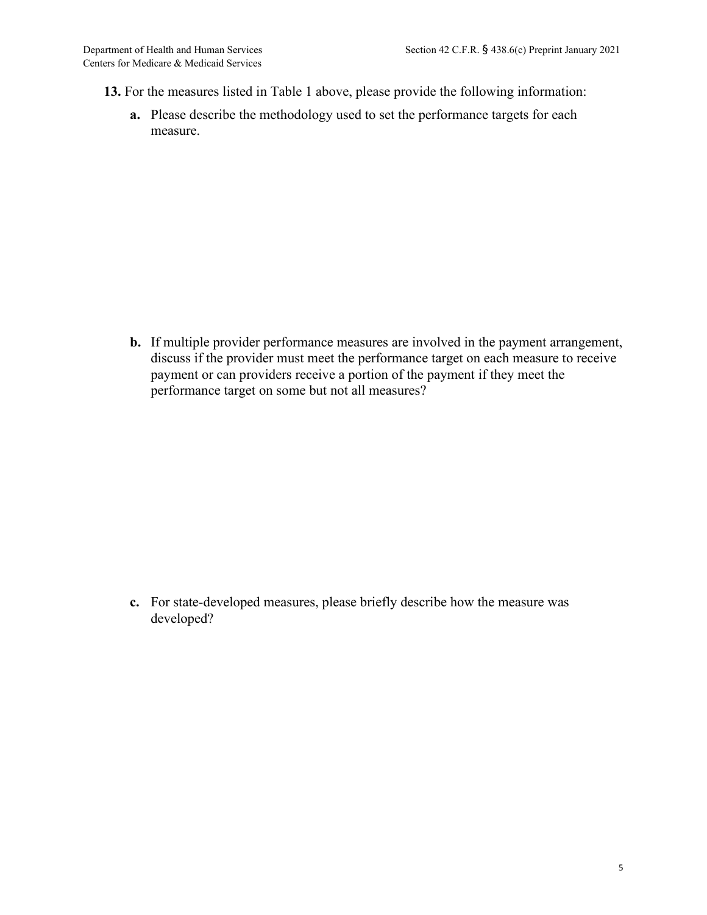**13.** For the measures listed in Table 1 above, please provide the following information:

**a.** Please describe the methodology used to set the performance targets for each measure.

**b.** If multiple provider performance measures are involved in the payment arrangement, discuss if the provider must meet the performance target on each measure to receive payment or can providers receive a portion of the payment if they meet the performance target on some but not all measures?

**c.** For state-developed measures, please briefly describe how the measure was developed?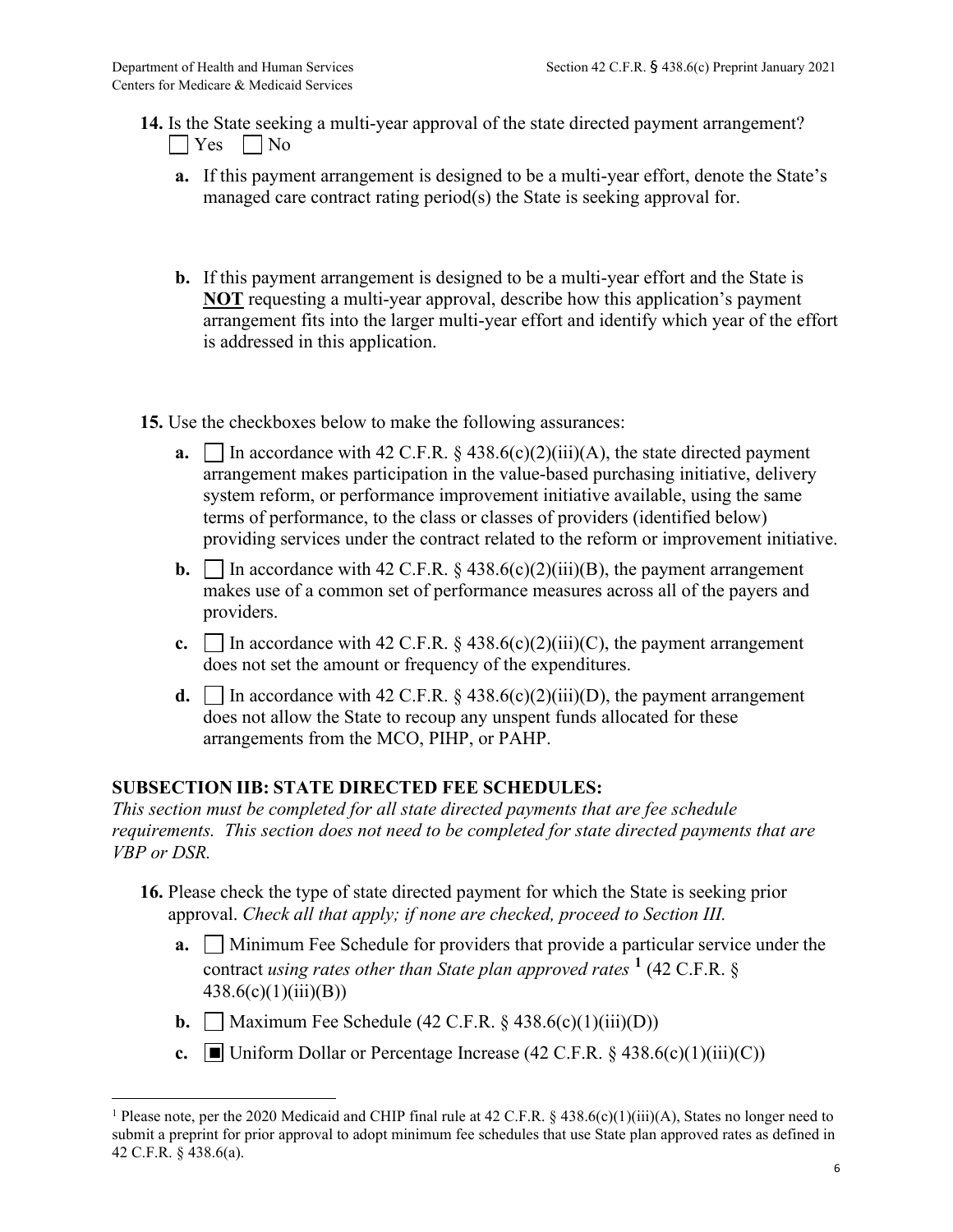**14.** Is the State seeking a multi-year approval of the state directed payment arrangement?
☐ Yes ☐ No

**a.** If this payment arrangement is designed to be a multi-year effort, denote the State's managed care contract rating period(s) the State is seeking approval for.

**b.** If this payment arrangement is designed to be a multi-year effort and the State is **NOT** requesting a multi-year approval, describe how this application's payment arrangement fits into the larger multi-year effort and identify which year of the effort is addressed in this application.

**15.** Use the checkboxes below to make the following assurances:

**a.** ☐ In accordance with 42 C.F.R. § 438.6(c)(2)(iii)(A), the state directed payment arrangement makes participation in the value-based purchasing initiative, delivery system reform, or performance improvement initiative available, using the same terms of performance, to the class or classes of providers (identified below) providing services under the contract related to the reform or improvement initiative.

**b.** ☐ In accordance with 42 C.F.R. § 438.6(c)(2)(iii)(B), the payment arrangement makes use of a common set of performance measures across all of the payers and providers.

**c.** ☐ In accordance with 42 C.F.R. § 438.6(c)(2)(iii)(C), the payment arrangement does not set the amount or frequency of the expenditures.

**d.** ☐ In accordance with 42 C.F.R. § 438.6(c)(2)(iii)(D), the payment arrangement does not allow the State to recoup any unspent funds allocated for these arrangements from the MCO, PIHP, or PAHP.

## SUBSECTION IIB: STATE DIRECTED FEE SCHEDULES:

*This section must be completed for all state directed payments that are fee schedule requirements. This section does not need to be completed for state directed payments that are VBP or DSR.*

**16.** Please check the type of state directed payment for which the State is seeking prior approval. *Check all that apply; if none are checked, proceed to Section III.*

**a.** ☐ Minimum Fee Schedule for providers that provide a particular service under the contract *using rates other than State plan approved rates* [1] (42 C.F.R. § 438.6(c)(1)(iii)(B))

**b.** ☐ Maximum Fee Schedule (42 C.F.R. § 438.6(c)(1)(iii)(D))

**c.** ☒ Uniform Dollar or Percentage Increase (42 C.F.R. § 438.6(c)(1)(iii)(C))

---

[1] Please note, per the 2020 Medicaid and CHIP final rule at 42 C.F.R. § 438.6(c)(1)(iii)(A), States no longer need to submit a preprint for prior approval to adopt minimum fee schedules that use State plan approved rates as defined in 42 C.F.R. § 438.6(a).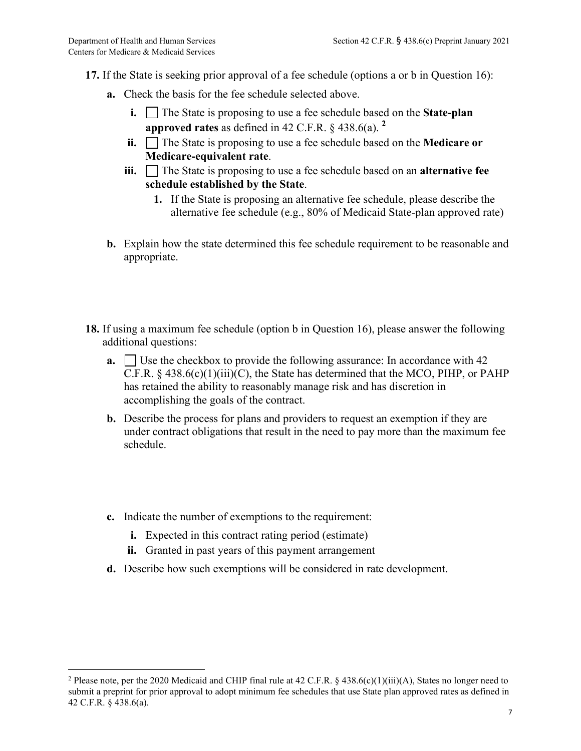**17.** If the State is seeking prior approval of a fee schedule (options a or b in Question 16):

**a.** Check the basis for the fee schedule selected above.

**i.** ☐ The State is proposing to use a fee schedule based on the **State-plan approved rates** as defined in 42 C.F.R. § 438.6(a). [2]

**ii.** ☐ The State is proposing to use a fee schedule based on the **Medicare or Medicare-equivalent rate**.

**iii.** ☐ The State is proposing to use a fee schedule based on an **alternative fee schedule established by the State**.

**1.** If the State is proposing an alternative fee schedule, please describe the alternative fee schedule (e.g., 80% of Medicaid State-plan approved rate)

**b.** Explain how the state determined this fee schedule requirement to be reasonable and appropriate.

**18.** If using a maximum fee schedule (option b in Question 16), please answer the following additional questions:

**a.** ☐ Use the checkbox to provide the following assurance: In accordance with 42 C.F.R. § 438.6(c)(1)(iii)(C), the State has determined that the MCO, PIHP, or PAHP has retained the ability to reasonably manage risk and has discretion in accomplishing the goals of the contract.

**b.** Describe the process for plans and providers to request an exemption if they are under contract obligations that result in the need to pay more than the maximum fee schedule.

**c.** Indicate the number of exemptions to the requirement:

**i.** Expected in this contract rating period (estimate)

**ii.** Granted in past years of this payment arrangement

**d.** Describe how such exemptions will be considered in rate development.

---

[2] Please note, per the 2020 Medicaid and CHIP final rule at 42 C.F.R. § 438.6(c)(1)(iii)(A), States no longer need to submit a preprint for prior approval to adopt minimum fee schedules that use State plan approved rates as defined in 42 C.F.R. § 438.6(a).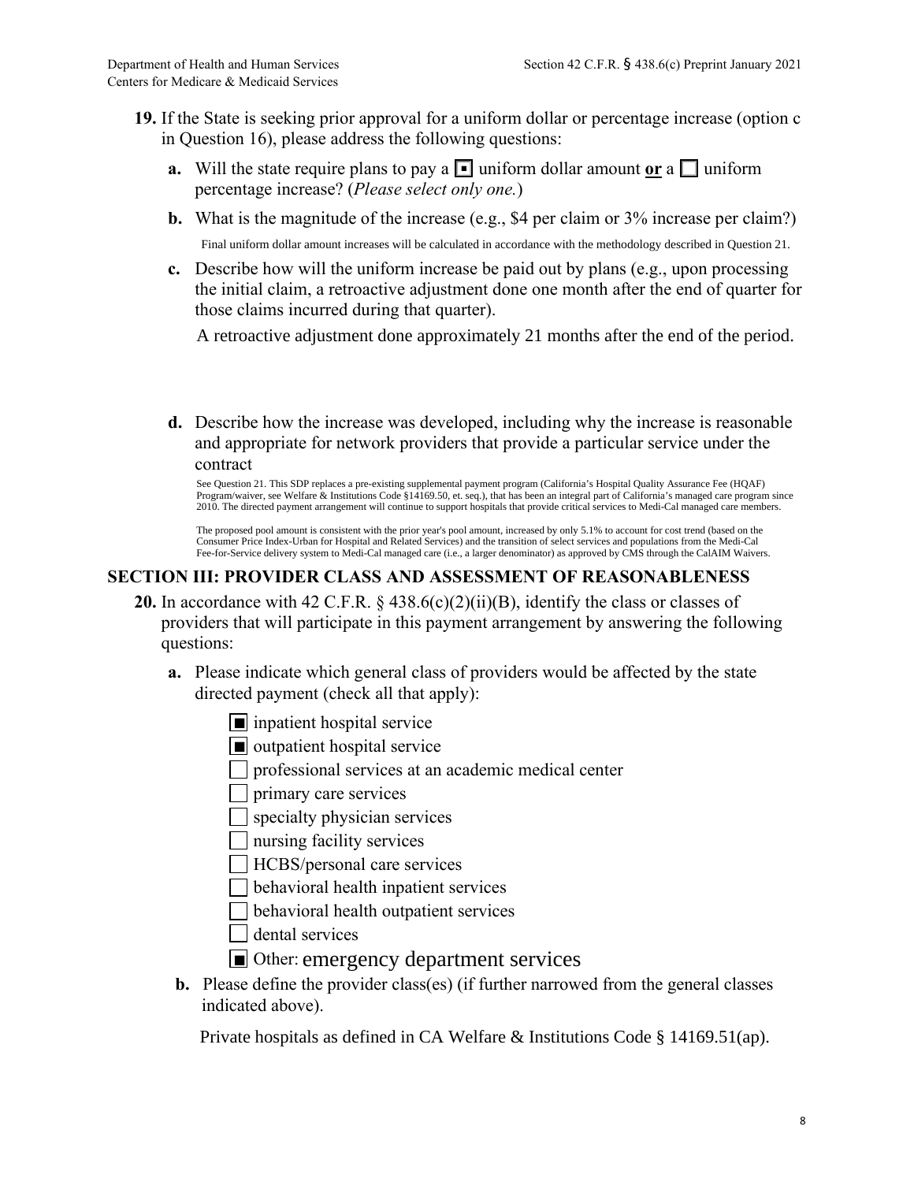**19.** If the State is seeking prior approval for a uniform dollar or percentage increase (option c in Question 16), please address the following questions:

**a.** Will the state require plans to pay a ☒ uniform dollar amount **or** a ☐ uniform percentage increase? (*Please select only one.*)

**b.** What is the magnitude of the increase (e.g., $4 per claim or 3% increase per claim?)

Final uniform dollar amount increases will be calculated in accordance with the methodology described in Question 21.

**c.** Describe how will the uniform increase be paid out by plans (e.g., upon processing the initial claim, a retroactive adjustment done one month after the end of quarter for those claims incurred during that quarter).

A retroactive adjustment done approximately 21 months after the end of the period.

**d.** Describe how the increase was developed, including why the increase is reasonable and appropriate for network providers that provide a particular service under the contract

See Question 21. This SDP replaces a pre-existing supplemental payment program (California's Hospital Quality Assurance Fee (HQAF) Program/waiver, see Welfare & Institutions Code §14169.50, et. seq.), that has been an integral part of California's managed care program since 2010. The directed payment arrangement will continue to support hospitals that provide critical services to Medi-Cal managed care members.

The proposed pool amount is consistent with the prior year's pool amount, increased by only 5.1% to account for cost trend (based on the Consumer Price Index-Urban for Hospital and Related Services) and the transition of select services and populations from the Medi-Cal Fee-for-Service delivery system to Medi-Cal managed care (i.e., a larger denominator) as approved by CMS through the CalAIM Waivers.

## SECTION III: PROVIDER CLASS AND ASSESSMENT OF REASONABLENESS

**20.** In accordance with 42 C.F.R. § 438.6(c)(2)(ii)(B), identify the class or classes of providers that will participate in this payment arrangement by answering the following questions:

**a.** Please indicate which general class of providers would be affected by the state directed payment (check all that apply):

- ☒ inpatient hospital service
- ☒ outpatient hospital service
- ☐ professional services at an academic medical center
- ☐ primary care services
- ☐ specialty physician services
- ☐ nursing facility services
- ☐ HCBS/personal care services
- ☐ behavioral health inpatient services
- ☐ behavioral health outpatient services
- ☐ dental services
- ☒ Other: emergency department services

**b.** Please define the provider class(es) (if further narrowed from the general classes indicated above).

Private hospitals as defined in CA Welfare & Institutions Code § 14169.51(ap).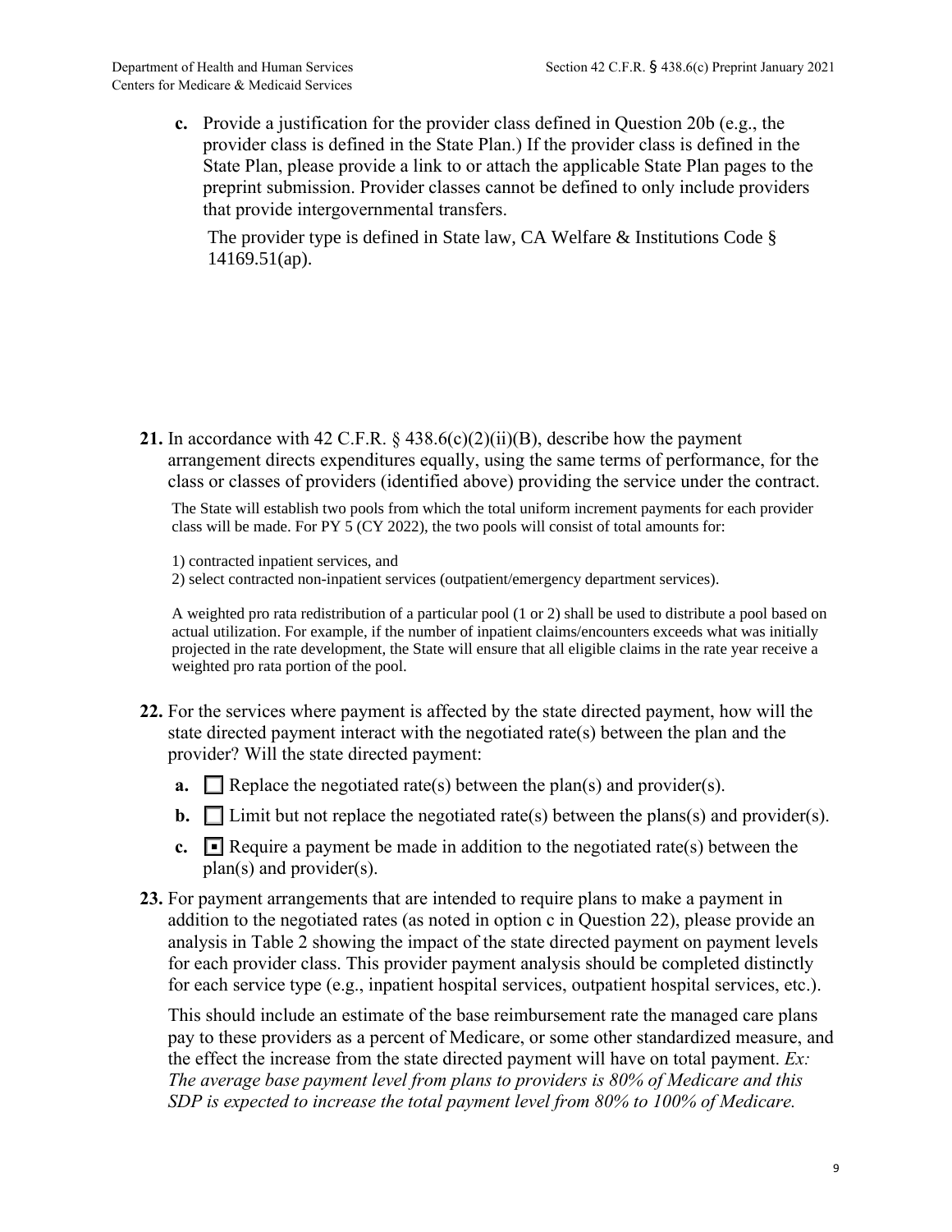**c.** Provide a justification for the provider class defined in Question 20b (e.g., the provider class is defined in the State Plan.) If the provider class is defined in the State Plan, please provide a link to or attach the applicable State Plan pages to the preprint submission. Provider classes cannot be defined to only include providers that provide intergovernmental transfers.

The provider type is defined in State law, CA Welfare & Institutions Code § 14169.51(ap).

**21.** In accordance with 42 C.F.R. § 438.6(c)(2)(ii)(B), describe how the payment arrangement directs expenditures equally, using the same terms of performance, for the class or classes of providers (identified above) providing the service under the contract.

The State will establish two pools from which the total uniform increment payments for each provider class will be made. For PY 5 (CY 2022), the two pools will consist of total amounts for:

1) contracted inpatient services, and
2) select contracted non-inpatient services (outpatient/emergency department services).

A weighted pro rata redistribution of a particular pool (1 or 2) shall be used to distribute a pool based on actual utilization. For example, if the number of inpatient claims/encounters exceeds what was initially projected in the rate development, the State will ensure that all eligible claims in the rate year receive a weighted pro rata portion of the pool.

**22.** For the services where payment is affected by the state directed payment, how will the state directed payment interact with the negotiated rate(s) between the plan and the provider? Will the state directed payment:

**a.** ☐ Replace the negotiated rate(s) between the plan(s) and provider(s).

**b.** ☐ Limit but not replace the negotiated rate(s) between the plans(s) and provider(s).

**c.** ☒ Require a payment be made in addition to the negotiated rate(s) between the plan(s) and provider(s).

**23.** For payment arrangements that are intended to require plans to make a payment in addition to the negotiated rates (as noted in option c in Question 22), please provide an analysis in Table 2 showing the impact of the state directed payment on payment levels for each provider class. This provider payment analysis should be completed distinctly for each service type (e.g., inpatient hospital services, outpatient hospital services, etc.).

This should include an estimate of the base reimbursement rate the managed care plans pay to these providers as a percent of Medicare, or some other standardized measure, and the effect the increase from the state directed payment will have on total payment. *Ex: The average base payment level from plans to providers is 80% of Medicare and this SDP is expected to increase the total payment level from 80% to 100% of Medicare.*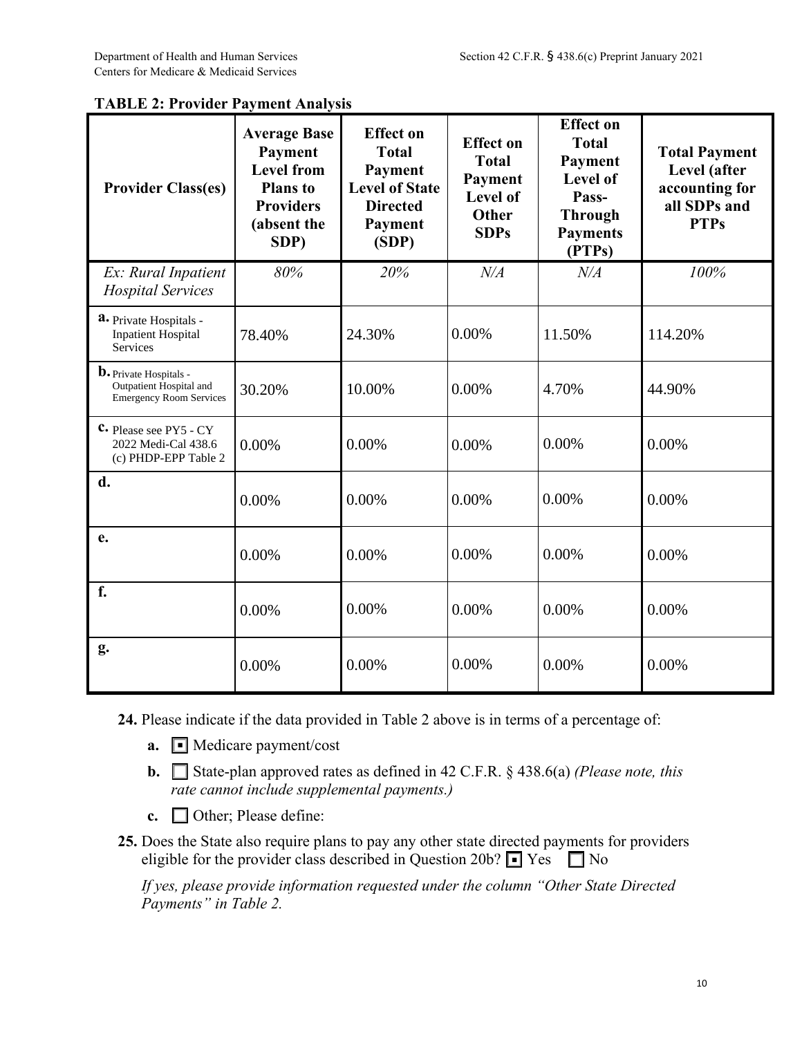**TABLE 2: Provider Payment Analysis**

| Provider Class(es) | Average Base Payment Level from Plans to Providers (absent the SDP) | Effect on Total Payment Level of State Directed Payment (SDP) | Effect on Total Payment Level of Other SDPs | Effect on Total Payment Level of Pass-Through Payments (PTPs) | Total Payment Level (after accounting for all SDPs and PTPs |
|---|---|---|---|---|---|
| *Ex: Rural Inpatient Hospital Services* | *80%* | *20%* | *N/A* | *N/A* | *100%* |
| **a.** Private Hospitals - Inpatient Hospital Services | 78.40% | 24.30% | 0.00% | 11.50% | 114.20% |
| **b.** Private Hospitals - Outpatient Hospital and Emergency Room Services | 30.20% | 10.00% | 0.00% | 4.70% | 44.90% |
| **c.** Please see PY5 - CY 2022 Medi-Cal 438.6 (c) PHDP-EPP Table 2 | 0.00% | 0.00% | 0.00% | 0.00% | 0.00% |
| **d.** | 0.00% | 0.00% | 0.00% | 0.00% | 0.00% |
| **e.** | 0.00% | 0.00% | 0.00% | 0.00% | 0.00% |
| **f.** | 0.00% | 0.00% | 0.00% | 0.00% | 0.00% |
| **g.** | 0.00% | 0.00% | 0.00% | 0.00% | 0.00% |

**24.** Please indicate if the data provided in Table 2 above is in terms of a percentage of:

- **a.** ☒ Medicare payment/cost
- **b.** ☐ State-plan approved rates as defined in 42 C.F.R. § 438.6(a) *(Please note, this rate cannot include supplemental payments.)*
- **c.** ☐ Other; Please define:

**25.** Does the State also require plans to pay any other state directed payments for providers eligible for the provider class described in Question 20b? ☒ Yes ☐ No

*If yes, please provide information requested under the column "Other State Directed Payments" in Table 2.*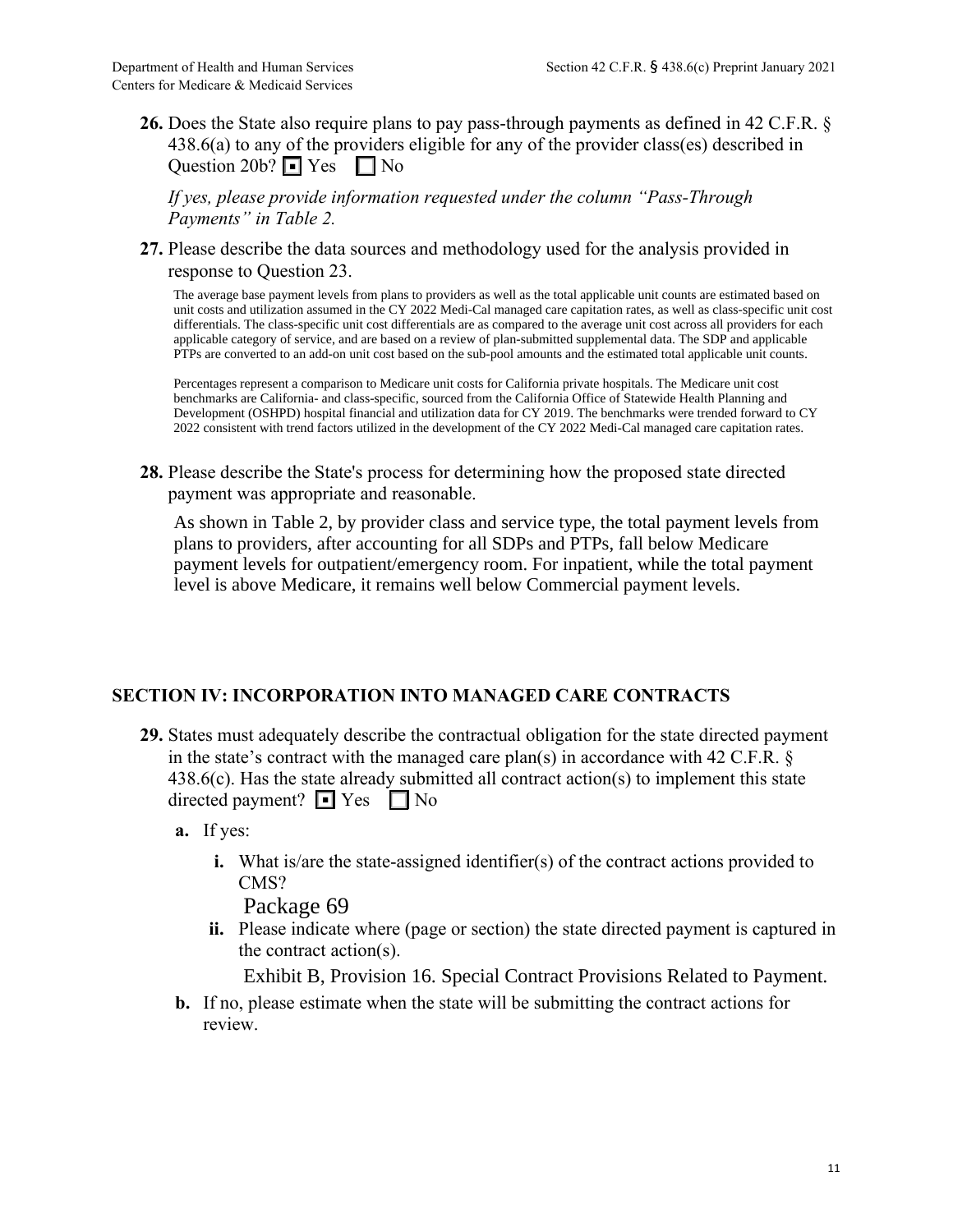**26.** Does the State also require plans to pay pass-through payments as defined in 42 C.F.R. § 438.6(a) to any of the providers eligible for any of the provider class(es) described in Question 20b? ☒ Yes ☐ No

*If yes, please provide information requested under the column "Pass-Through Payments" in Table 2.*

**27.** Please describe the data sources and methodology used for the analysis provided in response to Question 23.

The average base payment levels from plans to providers as well as the total applicable unit counts are estimated based on unit costs and utilization assumed in the CY 2022 Medi-Cal managed care capitation rates, as well as class-specific unit cost differentials. The class-specific unit cost differentials are as compared to the average unit cost across all providers for each applicable category of service, and are based on a review of plan-submitted supplemental data. The SDP and applicable PTPs are converted to an add-on unit cost based on the sub-pool amounts and the estimated total applicable unit counts.

Percentages represent a comparison to Medicare unit costs for California private hospitals. The Medicare unit cost benchmarks are California- and class-specific, sourced from the California Office of Statewide Health Planning and Development (OSHPD) hospital financial and utilization data for CY 2019. The benchmarks were trended forward to CY 2022 consistent with trend factors utilized in the development of the CY 2022 Medi-Cal managed care capitation rates.

**28.** Please describe the State's process for determining how the proposed state directed payment was appropriate and reasonable.

As shown in Table 2, by provider class and service type, the total payment levels from plans to providers, after accounting for all SDPs and PTPs, fall below Medicare payment levels for outpatient/emergency room. For inpatient, while the total payment level is above Medicare, it remains well below Commercial payment levels.

## SECTION IV: INCORPORATION INTO MANAGED CARE CONTRACTS

**29.** States must adequately describe the contractual obligation for the state directed payment in the state's contract with the managed care plan(s) in accordance with 42 C.F.R. § 438.6(c). Has the state already submitted all contract action(s) to implement this state directed payment? ☒ Yes ☐ No

- **a.** If yes:
  - **i.** What is/are the state-assigned identifier(s) of the contract actions provided to CMS?

    Package 69
  - **ii.** Please indicate where (page or section) the state directed payment is captured in the contract action(s).

    Exhibit B, Provision 16. Special Contract Provisions Related to Payment.
- **b.** If no, please estimate when the state will be submitting the contract actions for review.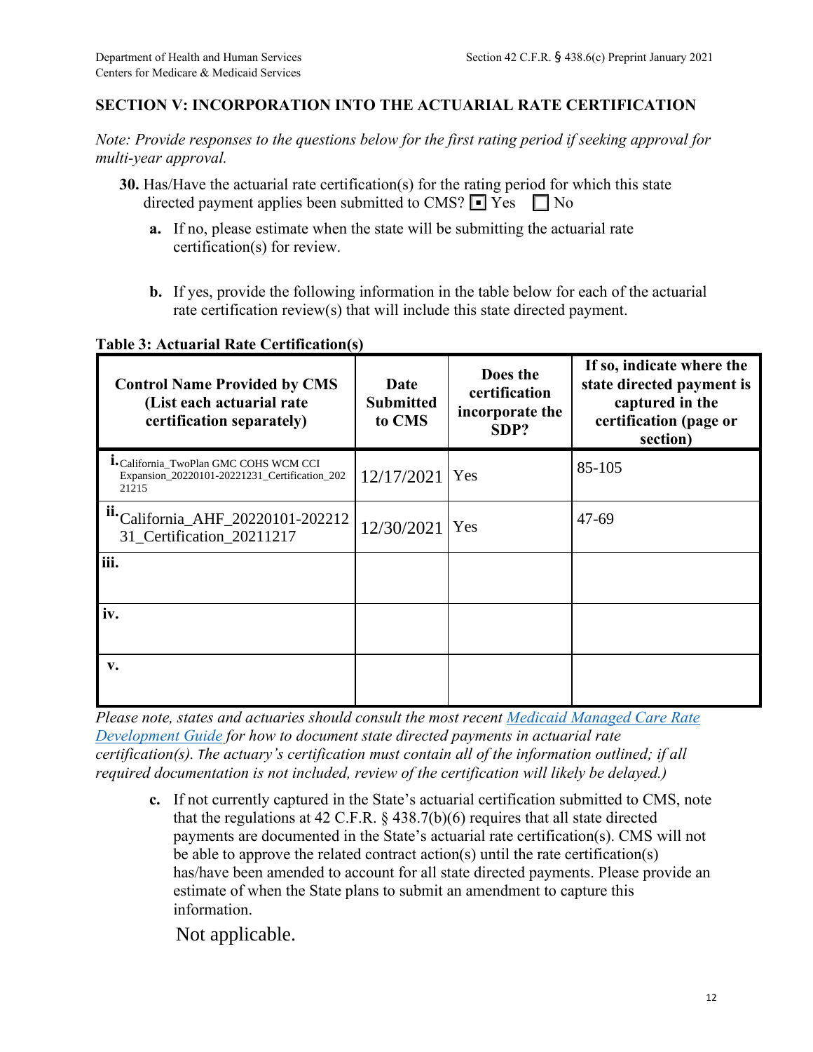## SECTION V: INCORPORATION INTO THE ACTUARIAL RATE CERTIFICATION

*Note: Provide responses to the questions below for the first rating period if seeking approval for multi-year approval.*

**30.** Has/Have the actuarial rate certification(s) for the rating period for which this state directed payment applies been submitted to CMS? ☒ Yes ☐ No

**a.** If no, please estimate when the state will be submitting the actuarial rate certification(s) for review.

**b.** If yes, provide the following information in the table below for each of the actuarial rate certification review(s) that will include this state directed payment.

**Table 3: Actuarial Rate Certification(s)**

| Control Name Provided by CMS (List each actuarial rate certification separately) | Date Submitted to CMS | Does the certification incorporate the SDP? | If so, indicate where the state directed payment is captured in the certification (page or section) |
|---|---|---|---|
| i. California_TwoPlan GMC COHS WCM CCI Expansion_20220101-20221231_Certification_20221215 | 12/17/2021 | Yes | 85-105 |
| ii. California_AHF_20220101-20221231_Certification_20211217 | 12/30/2021 | Yes | 47-69 |
| iii. | | | |
| iv. | | | |
| v. | | | |

*Please note, states and actuaries should consult the most recent Medicaid Managed Care Rate Development Guide for how to document state directed payments in actuarial rate certification(s). The actuary's certification must contain all of the information outlined; if all required documentation is not included, review of the certification will likely be delayed.)*

**c.** If not currently captured in the State's actuarial certification submitted to CMS, note that the regulations at 42 C.F.R. § 438.7(b)(6) requires that all state directed payments are documented in the State's actuarial rate certification(s). CMS will not be able to approve the related contract action(s) until the rate certification(s) has/have been amended to account for all state directed payments. Please provide an estimate of when the State plans to submit an amendment to capture this information.

Not applicable.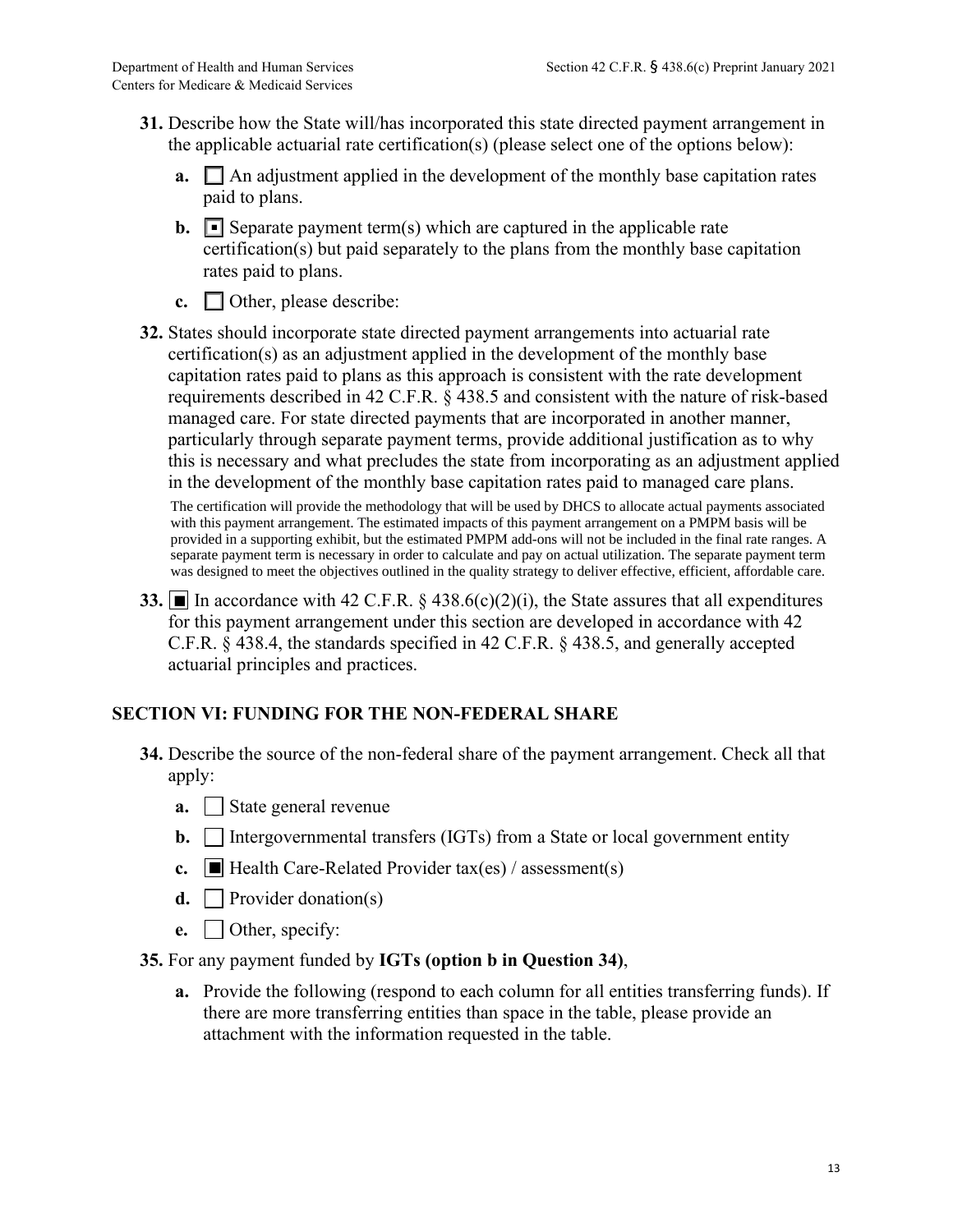**31.** Describe how the State will/has incorporated this state directed payment arrangement in the applicable actuarial rate certification(s) (please select one of the options below):

**a.** ☐ An adjustment applied in the development of the monthly base capitation rates paid to plans.

**b.** ☒ Separate payment term(s) which are captured in the applicable rate certification(s) but paid separately to the plans from the monthly base capitation rates paid to plans.

**c.** ☐ Other, please describe:

**32.** States should incorporate state directed payment arrangements into actuarial rate certification(s) as an adjustment applied in the development of the monthly base capitation rates paid to plans as this approach is consistent with the rate development requirements described in 42 C.F.R. § 438.5 and consistent with the nature of risk-based managed care. For state directed payments that are incorporated in another manner, particularly through separate payment terms, provide additional justification as to why this is necessary and what precludes the state from incorporating as an adjustment applied in the development of the monthly base capitation rates paid to managed care plans.

The certification will provide the methodology that will be used by DHCS to allocate actual payments associated with this payment arrangement. The estimated impacts of this payment arrangement on a PMPM basis will be provided in a supporting exhibit, but the estimated PMPM add-ons will not be included in the final rate ranges. A separate payment term is necessary in order to calculate and pay on actual utilization. The separate payment term was designed to meet the objectives outlined in the quality strategy to deliver effective, efficient, affordable care.

**33.** ☒ In accordance with 42 C.F.R. § 438.6(c)(2)(i), the State assures that all expenditures for this payment arrangement under this section are developed in accordance with 42 C.F.R. § 438.4, the standards specified in 42 C.F.R. § 438.5, and generally accepted actuarial principles and practices.

## SECTION VI: FUNDING FOR THE NON-FEDERAL SHARE

**34.** Describe the source of the non-federal share of the payment arrangement. Check all that apply:

**a.** ☐ State general revenue

**b.** ☐ Intergovernmental transfers (IGTs) from a State or local government entity

**c.** ☒ Health Care-Related Provider tax(es) / assessment(s)

**d.** ☐ Provider donation(s)

**e.** ☐ Other, specify:

**35.** For any payment funded by **IGTs (option b in Question 34)**,

**a.** Provide the following (respond to each column for all entities transferring funds). If there are more transferring entities than space in the table, please provide an attachment with the information requested in the table.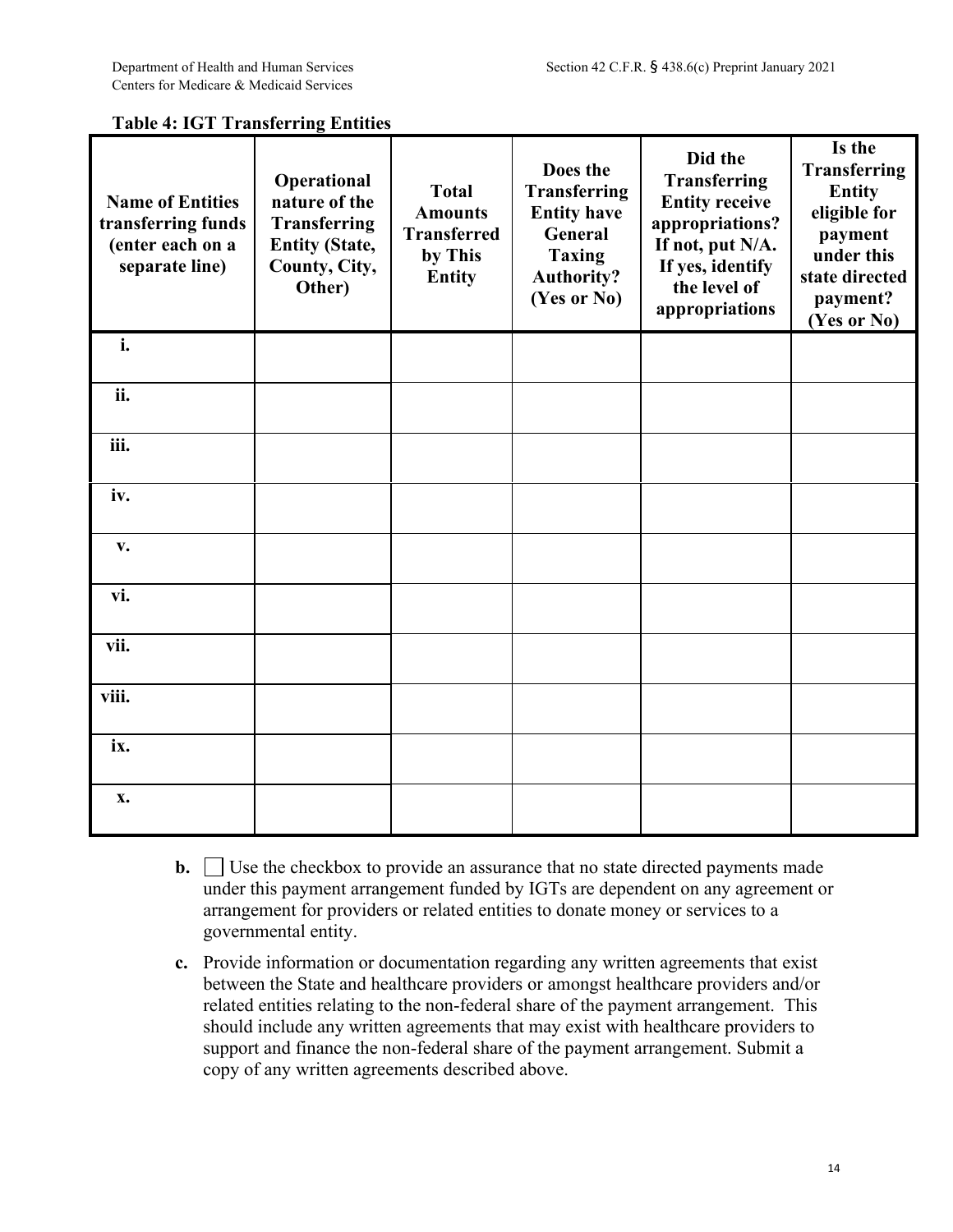**Table 4: IGT Transferring Entities**

| Name of Entities transferring funds (enter each on a separate line) | Operational nature of the Transferring Entity (State, County, City, Other) | Total Amounts Transferred by This Entity | Does the Transferring Entity have General Taxing Authority? (Yes or No) | Did the Transferring Entity receive appropriations? If not, put N/A. If yes, identify the level of appropriations | Is the Transferring Entity eligible for payment under this state directed payment? (Yes or No) |
|---|---|---|---|---|---|
| i. | | | | | |
| ii. | | | | | |
| iii. | | | | | |
| iv. | | | | | |
| v. | | | | | |
| vi. | | | | | |
| vii. | | | | | |
| viii. | | | | | |
| ix. | | | | | |
| x. | | | | | |

**b.** ☐ Use the checkbox to provide an assurance that no state directed payments made under this payment arrangement funded by IGTs are dependent on any agreement or arrangement for providers or related entities to donate money or services to a governmental entity.

**c.** Provide information or documentation regarding any written agreements that exist between the State and healthcare providers or amongst healthcare providers and/or related entities relating to the non-federal share of the payment arrangement. This should include any written agreements that may exist with healthcare providers to support and finance the non-federal share of the payment arrangement. Submit a copy of any written agreements described above.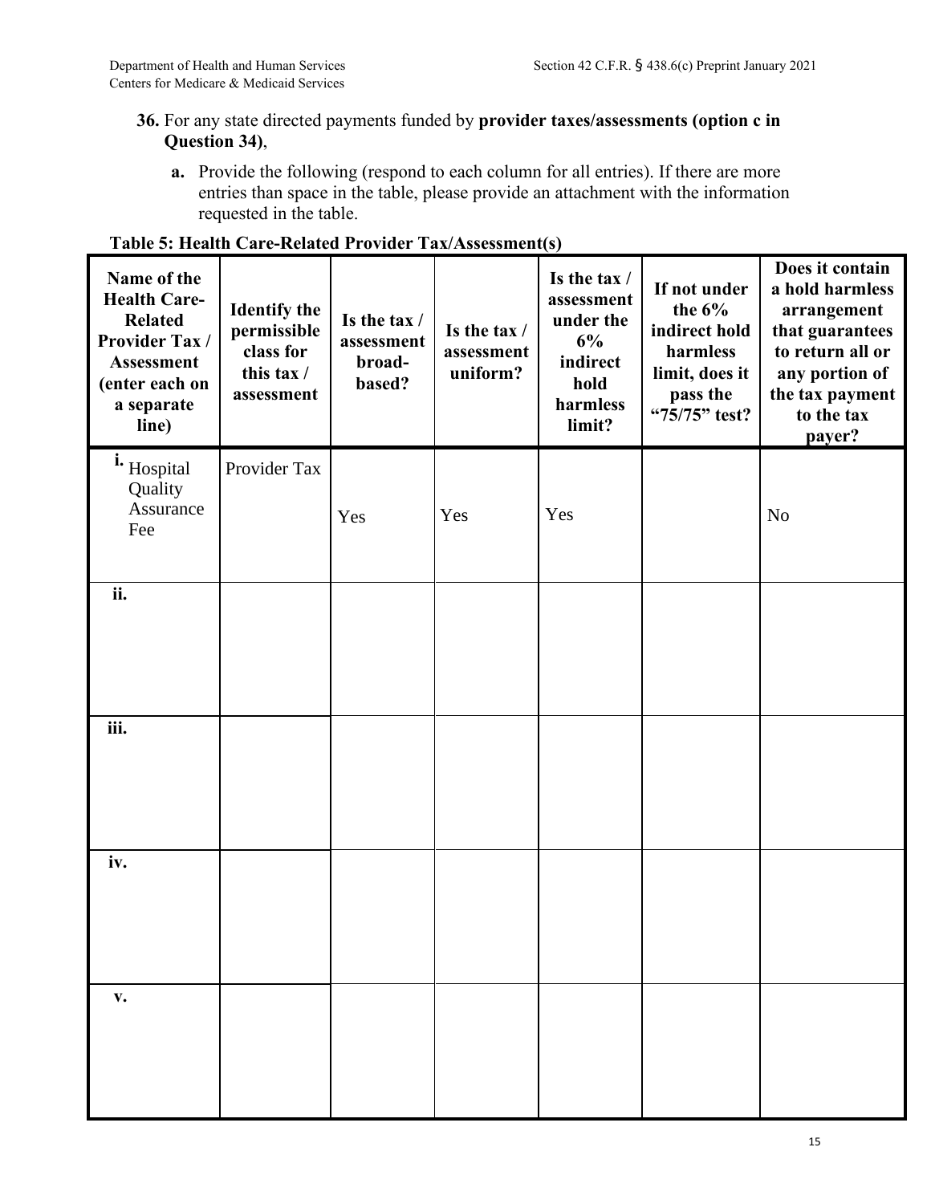**36.** For any state directed payments funded by **provider taxes/assessments (option c in Question 34)**,

**a.** Provide the following (respond to each column for all entries). If there are more entries than space in the table, please provide an attachment with the information requested in the table.

**Table 5: Health Care-Related Provider Tax/Assessment(s)**

| Name of the Health Care-Related Provider Tax / Assessment (enter each on a separate line) | Identify the permissible class for this tax / assessment | Is the tax / assessment broad-based? | Is the tax / assessment uniform? | Is the tax / assessment under the 6% indirect hold harmless limit? | If not under the 6% indirect hold harmless limit, does it pass the "75/75" test? | Does it contain a hold harmless arrangement that guarantees to return all or any portion of the tax payment to the tax payer? |
|---|---|---|---|---|---|---|
| i. Hospital Quality Assurance Fee | Provider Tax | Yes | Yes | Yes | | No |
| ii. | | | | | | |
| iii. | | | | | | |
| iv. | | | | | | |
| v. | | | | | | |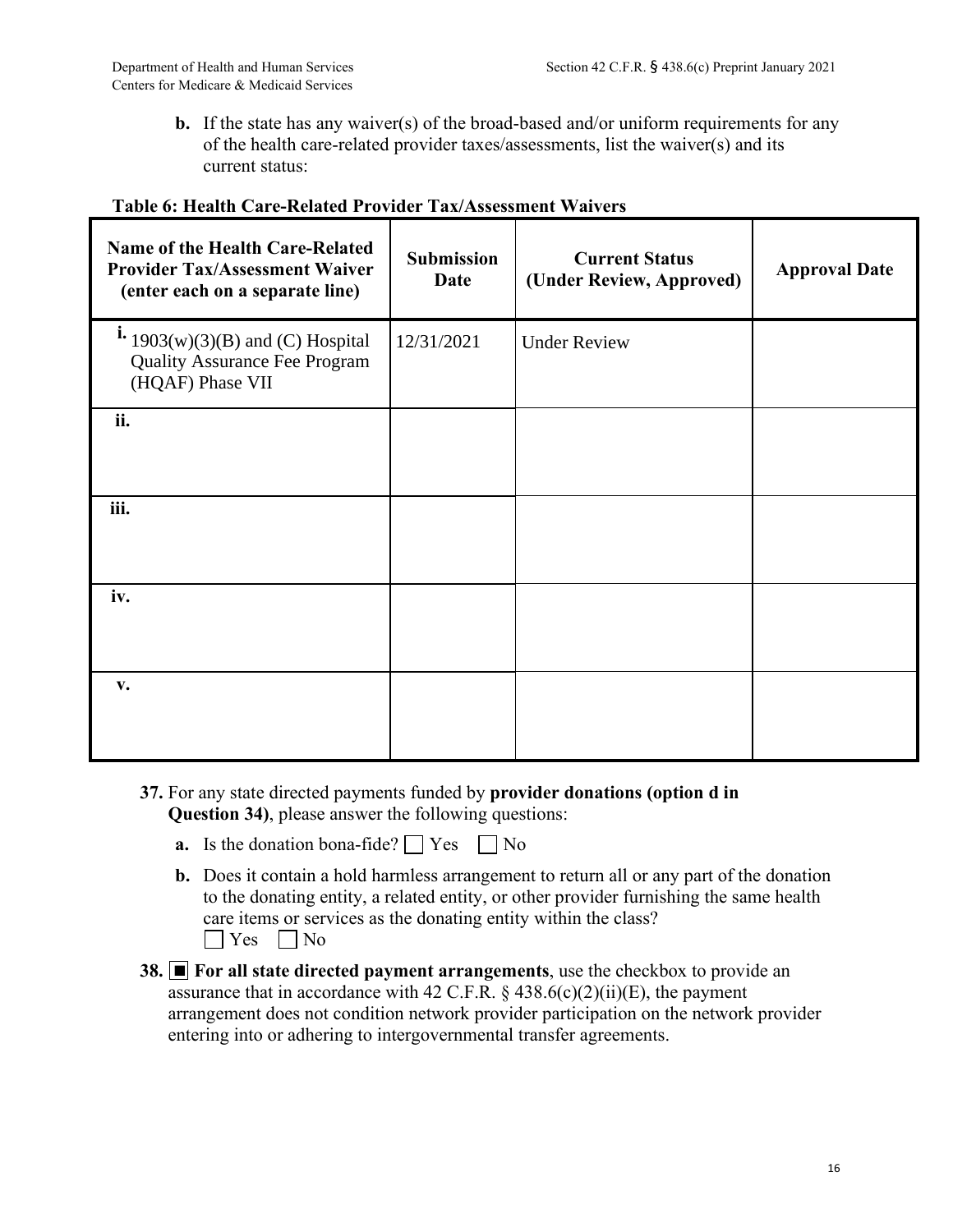**b.** If the state has any waiver(s) of the broad-based and/or uniform requirements for any of the health care-related provider taxes/assessments, list the waiver(s) and its current status:

**Table 6: Health Care-Related Provider Tax/Assessment Waivers**

| Name of the Health Care-Related Provider Tax/Assessment Waiver (enter each on a separate line) | Submission Date | Current Status (Under Review, Approved) | Approval Date |
|---|---|---|---|
| i. 1903(w)(3)(B) and (C) Hospital Quality Assurance Fee Program (HQAF) Phase VII | 12/31/2021 | Under Review | |
| ii. | | | |
| iii. | | | |
| iv. | | | |
| v. | | | |

**37.** For any state directed payments funded by **provider donations (option d in Question 34)**, please answer the following questions:

- **a.** Is the donation bona-fide? ☐ Yes ☐ No
- **b.** Does it contain a hold harmless arrangement to return all or any part of the donation to the donating entity, a related entity, or other provider furnishing the same health care items or services as the donating entity within the class? ☐ Yes ☐ No

**38.** ■ **For all state directed payment arrangements**, use the checkbox to provide an assurance that in accordance with 42 C.F.R. § 438.6(c)(2)(ii)(E), the payment arrangement does not condition network provider participation on the network provider entering into or adhering to intergovernmental transfer agreements.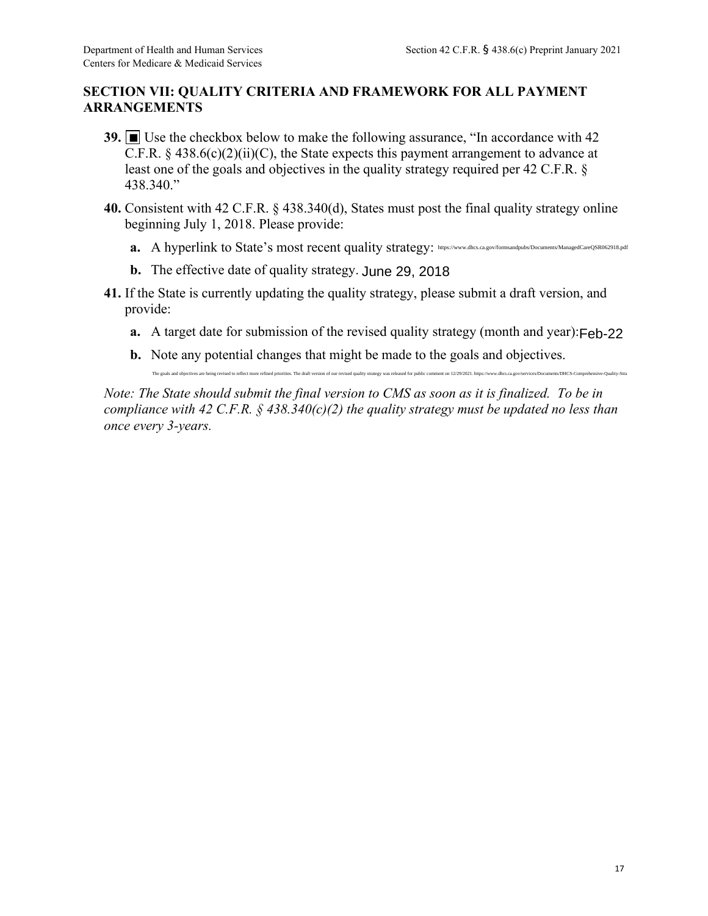## SECTION VII: QUALITY CRITERIA AND FRAMEWORK FOR ALL PAYMENT ARRANGEMENTS

**39.** ■ Use the checkbox below to make the following assurance, "In accordance with 42 C.F.R. § 438.6(c)(2)(ii)(C), the State expects this payment arrangement to advance at least one of the goals and objectives in the quality strategy required per 42 C.F.R. § 438.340."

**40.** Consistent with 42 C.F.R. § 438.340(d), States must post the final quality strategy online beginning July 1, 2018. Please provide:

   **a.** A hyperlink to State's most recent quality strategy: https://www.dhcs.ca.gov/formsandpubs/Documents/ManagedCareQSR062918.pdf

   **b.** The effective date of quality strategy. June 29, 2018

**41.** If the State is currently updating the quality strategy, please submit a draft version, and provide:

   **a.** A target date for submission of the revised quality strategy (month and year): Feb-22

   **b.** Note any potential changes that might be made to the goals and objectives.

   The goals and objectives are being revised to reflect more refined priorities. The draft version of our revised quality strategy was released for public comment on 12/29/2021. https://www.dhcs.ca.gov/services/Documents/DHCS-Comprehensive-Quality-Stra

*Note: The State should submit the final version to CMS as soon as it is finalized. To be in compliance with 42 C.F.R. § 438.340(c)(2) the quality strategy must be updated no less than once every 3-years.*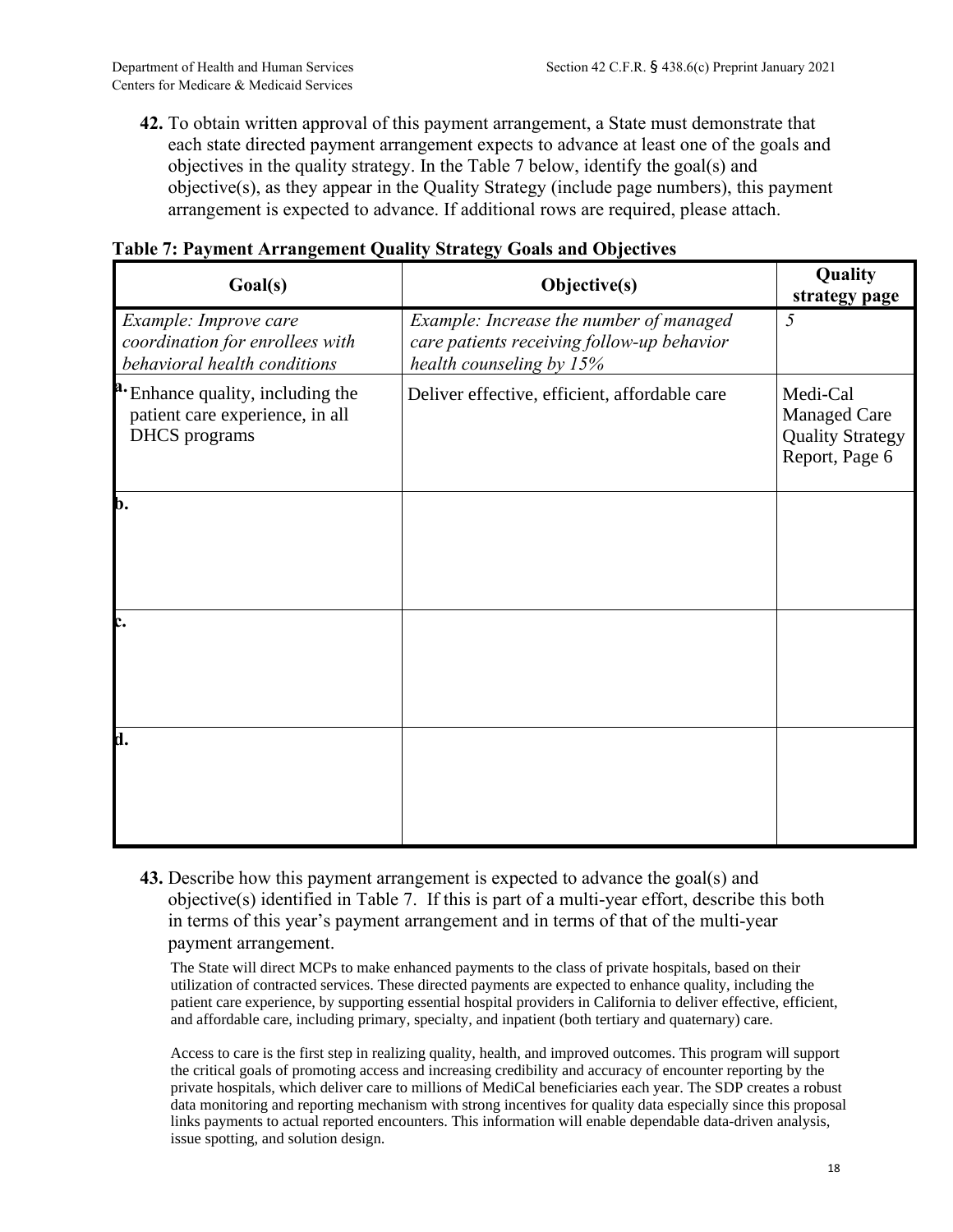**42.** To obtain written approval of this payment arrangement, a State must demonstrate that each state directed payment arrangement expects to advance at least one of the goals and objectives in the quality strategy. In the Table 7 below, identify the goal(s) and objective(s), as they appear in the Quality Strategy (include page numbers), this payment arrangement is expected to advance. If additional rows are required, please attach.

**Table 7: Payment Arrangement Quality Strategy Goals and Objectives**

| Goal(s) | Objective(s) | Quality strategy page |
|---|---|---|
| *Example: Improve care coordination for enrollees with behavioral health conditions* | *Example: Increase the number of managed care patients receiving follow-up behavior health counseling by 15%* | *5* |
| **a.** Enhance quality, including the patient care experience, in all DHCS programs | Deliver effective, efficient, affordable care | Medi-Cal Managed Care Quality Strategy Report, Page 6 |
| **b.** | | |
| **c.** | | |
| **d.** | | |

**43.** Describe how this payment arrangement is expected to advance the goal(s) and objective(s) identified in Table 7. If this is part of a multi-year effort, describe this both in terms of this year's payment arrangement and in terms of that of the multi-year payment arrangement.

The State will direct MCPs to make enhanced payments to the class of private hospitals, based on their utilization of contracted services. These directed payments are expected to enhance quality, including the patient care experience, by supporting essential hospital providers in California to deliver effective, efficient, and affordable care, including primary, specialty, and inpatient (both tertiary and quaternary) care.

Access to care is the first step in realizing quality, health, and improved outcomes. This program will support the critical goals of promoting access and increasing credibility and accuracy of encounter reporting by the private hospitals, which deliver care to millions of MediCal beneficiaries each year. The SDP creates a robust data monitoring and reporting mechanism with strong incentives for quality data especially since this proposal links payments to actual reported encounters. This information will enable dependable data-driven analysis, issue spotting, and solution design.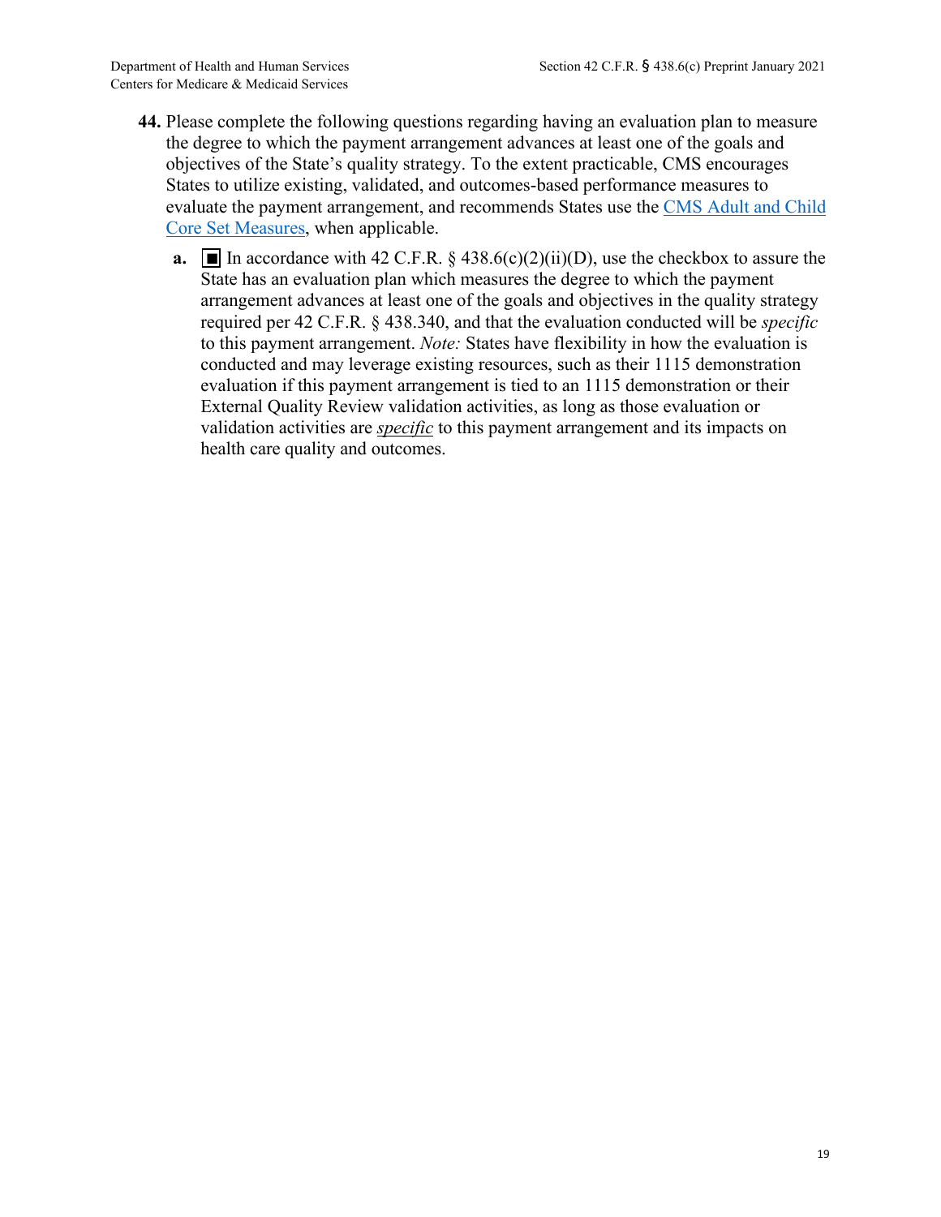**44.** Please complete the following questions regarding having an evaluation plan to measure the degree to which the payment arrangement advances at least one of the goals and objectives of the State's quality strategy. To the extent practicable, CMS encourages States to utilize existing, validated, and outcomes-based performance measures to evaluate the payment arrangement, and recommends States use the [CMS Adult and Child Core Set Measures](), when applicable.

**a.** ■ In accordance with 42 C.F.R. § 438.6(c)(2)(ii)(D), use the checkbox to assure the State has an evaluation plan which measures the degree to which the payment arrangement advances at least one of the goals and objectives in the quality strategy required per 42 C.F.R. § 438.340, and that the evaluation conducted will be *specific* to this payment arrangement. *Note:* States have flexibility in how the evaluation is conducted and may leverage existing resources, such as their 1115 demonstration evaluation if this payment arrangement is tied to an 1115 demonstration or their External Quality Review validation activities, as long as those evaluation or validation activities are ***specific*** to this payment arrangement and its impacts on health care quality and outcomes.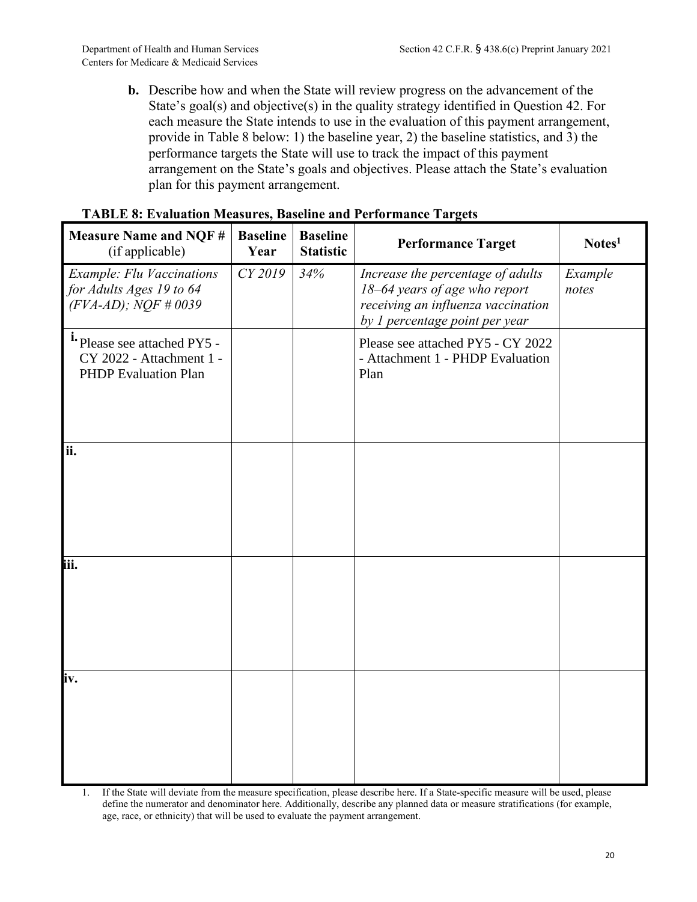**b.** Describe how and when the State will review progress on the advancement of the State's goal(s) and objective(s) in the quality strategy identified in Question 42. For each measure the State intends to use in the evaluation of this payment arrangement, provide in Table 8 below: 1) the baseline year, 2) the baseline statistics, and 3) the performance targets the State will use to track the impact of this payment arrangement on the State's goals and objectives. Please attach the State's evaluation plan for this payment arrangement.

**TABLE 8: Evaluation Measures, Baseline and Performance Targets**

| **Measure Name and NQF #** (if applicable) | **Baseline Year** | **Baseline Statistic** | **Performance Target** | **Notes**[1] |
|---|---|---|---|---|
| *Example: Flu Vaccinations for Adults Ages 19 to 64 (FVA-AD); NQF # 0039* | *CY 2019* | *34%* | *Increase the percentage of adults 18–64 years of age who report receiving an influenza vaccination by 1 percentage point per year* | *Example notes* |
| **i.** Please see attached PY5 - CY 2022 - Attachment 1 - PHDP Evaluation Plan | | | Please see attached PY5 - CY 2022 - Attachment 1 - PHDP Evaluation Plan | |
| **ii.** | | | | |
| **iii.** | | | | |
| **iv.** | | | | |

1. If the State will deviate from the measure specification, please describe here. If a State-specific measure will be used, please define the numerator and denominator here. Additionally, describe any planned data or measure stratifications (for example, age, race, or ethnicity) that will be used to evaluate the payment arrangement.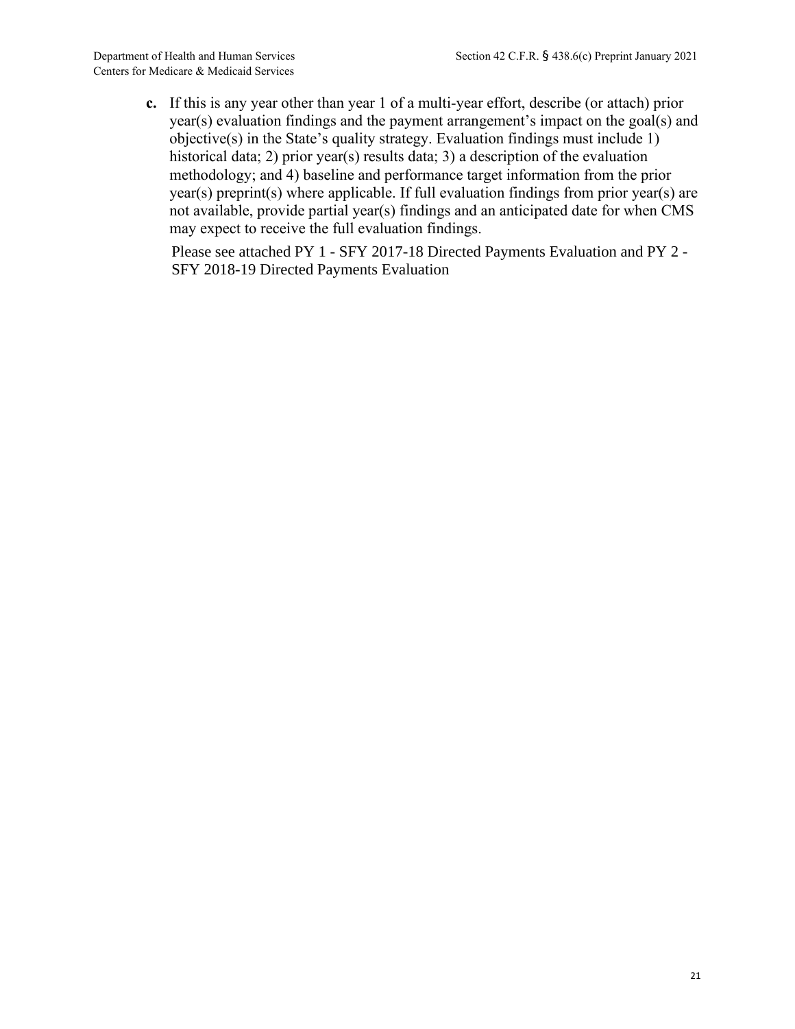**c.** If this is any year other than year 1 of a multi-year effort, describe (or attach) prior year(s) evaluation findings and the payment arrangement's impact on the goal(s) and objective(s) in the State's quality strategy. Evaluation findings must include 1) historical data; 2) prior year(s) results data; 3) a description of the evaluation methodology; and 4) baseline and performance target information from the prior year(s) preprint(s) where applicable. If full evaluation findings from prior year(s) are not available, provide partial year(s) findings and an anticipated date for when CMS may expect to receive the full evaluation findings.

Please see attached PY 1 - SFY 2017-18 Directed Payments Evaluation and PY 2 - SFY 2018-19 Directed Payments Evaluation